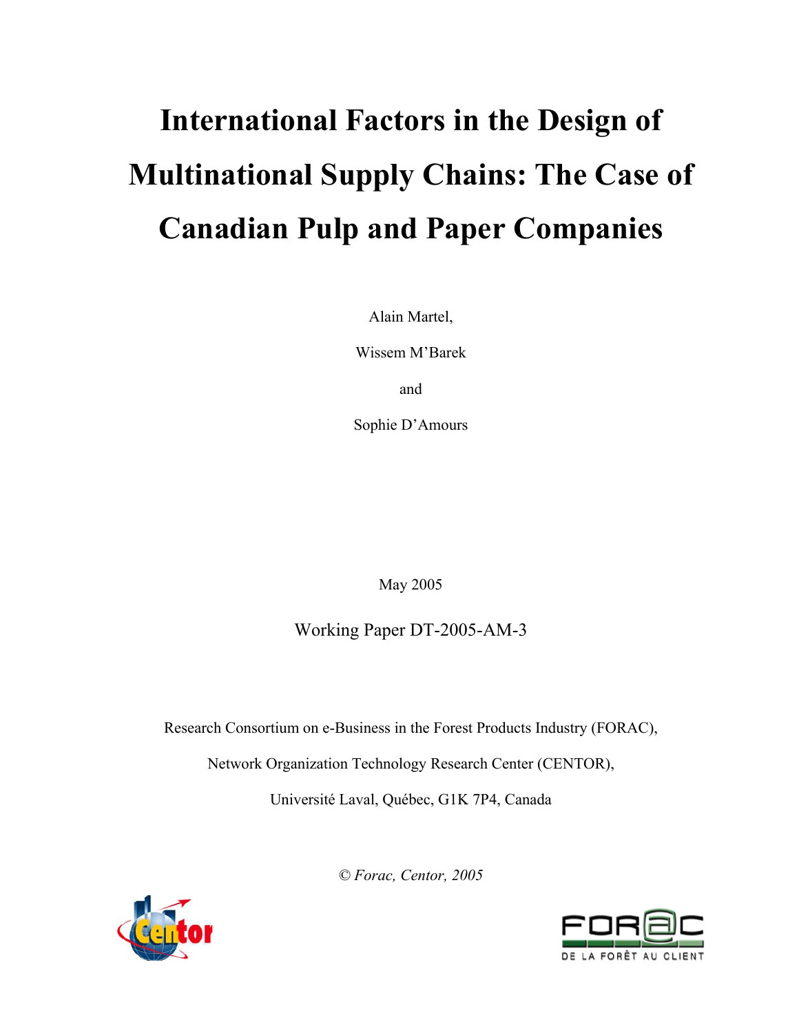# International Factors in the Design of Multinational Supply Chains: The Case of Canadian Pulp and Paper Companies

Alain Martel,

Wissem M'Barek

and

Sophie D'Amours

May 2005

Working Paper DT-2005-AM-3

Research Consortium on e-Business in the Forest Products Industry (FORAC),

Network Organization Technology Research Center (CENTOR),

Université Laval, Québec, G1K 7P4, Canada

*© Forac, Centor, 2005*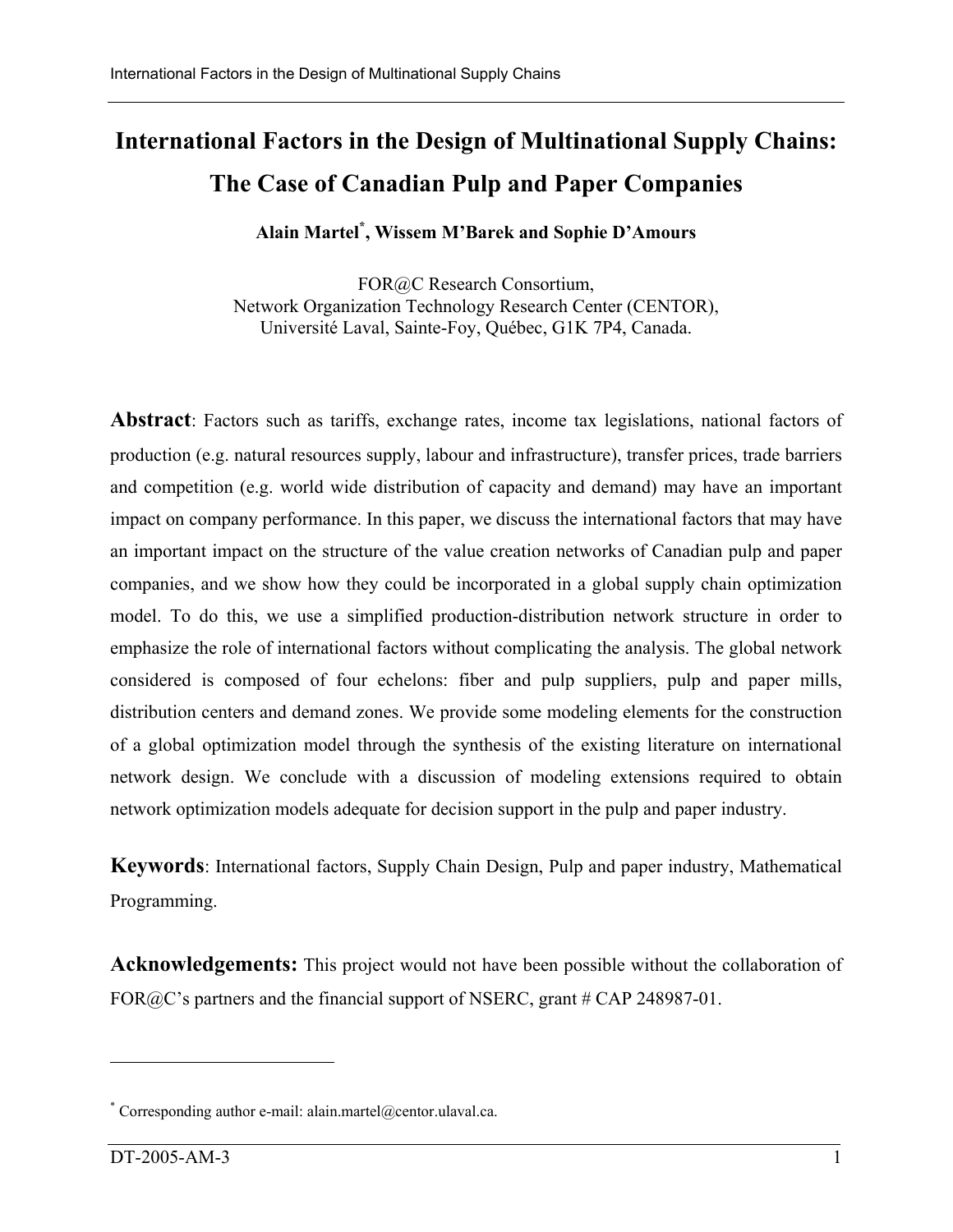# International Factors in the Design of Multinational Supply Chains: The Case of Canadian Pulp and Paper Companies

**Alain Martel[*], Wissem M'Barek and Sophie D'Amours**

FOR@C Research Consortium,
Network Organization Technology Research Center (CENTOR),
Université Laval, Sainte-Foy, Québec, G1K 7P4, Canada.

**Abstract**: Factors such as tariffs, exchange rates, income tax legislations, national factors of production (e.g. natural resources supply, labour and infrastructure), transfer prices, trade barriers and competition (e.g. world wide distribution of capacity and demand) may have an important impact on company performance. In this paper, we discuss the international factors that may have an important impact on the structure of the value creation networks of Canadian pulp and paper companies, and we show how they could be incorporated in a global supply chain optimization model. To do this, we use a simplified production-distribution network structure in order to emphasize the role of international factors without complicating the analysis. The global network considered is composed of four echelons: fiber and pulp suppliers, pulp and paper mills, distribution centers and demand zones. We provide some modeling elements for the construction of a global optimization model through the synthesis of the existing literature on international network design. We conclude with a discussion of modeling extensions required to obtain network optimization models adequate for decision support in the pulp and paper industry.

**Keywords**: International factors, Supply Chain Design, Pulp and paper industry, Mathematical Programming.

**Acknowledgements:** This project would not have been possible without the collaboration of FOR@C's partners and the financial support of NSERC, grant # CAP 248987-01.

---

[*] Corresponding author e-mail: alain.martel@centor.ulaval.ca.

DT-2005-AM-3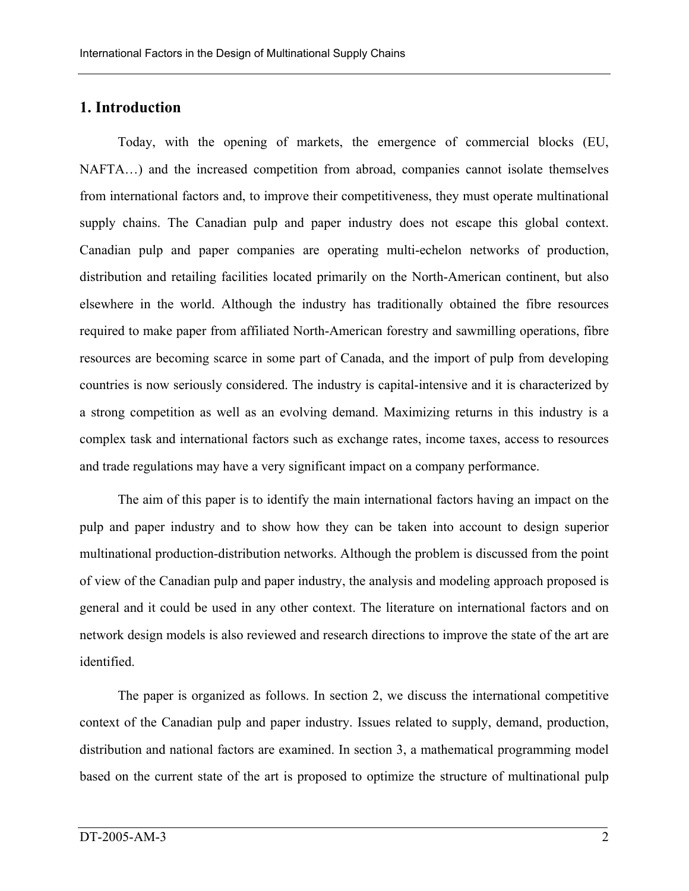## 1. Introduction

Today, with the opening of markets, the emergence of commercial blocks (EU, NAFTA…) and the increased competition from abroad, companies cannot isolate themselves from international factors and, to improve their competitiveness, they must operate multinational supply chains. The Canadian pulp and paper industry does not escape this global context. Canadian pulp and paper companies are operating multi-echelon networks of production, distribution and retailing facilities located primarily on the North-American continent, but also elsewhere in the world. Although the industry has traditionally obtained the fibre resources required to make paper from affiliated North-American forestry and sawmilling operations, fibre resources are becoming scarce in some part of Canada, and the import of pulp from developing countries is now seriously considered. The industry is capital-intensive and it is characterized by a strong competition as well as an evolving demand. Maximizing returns in this industry is a complex task and international factors such as exchange rates, income taxes, access to resources and trade regulations may have a very significant impact on a company performance.

The aim of this paper is to identify the main international factors having an impact on the pulp and paper industry and to show how they can be taken into account to design superior multinational production-distribution networks. Although the problem is discussed from the point of view of the Canadian pulp and paper industry, the analysis and modeling approach proposed is general and it could be used in any other context. The literature on international factors and on network design models is also reviewed and research directions to improve the state of the art are identified.

The paper is organized as follows. In section 2, we discuss the international competitive context of the Canadian pulp and paper industry. Issues related to supply, demand, production, distribution and national factors are examined. In section 3, a mathematical programming model based on the current state of the art is proposed to optimize the structure of multinational pulp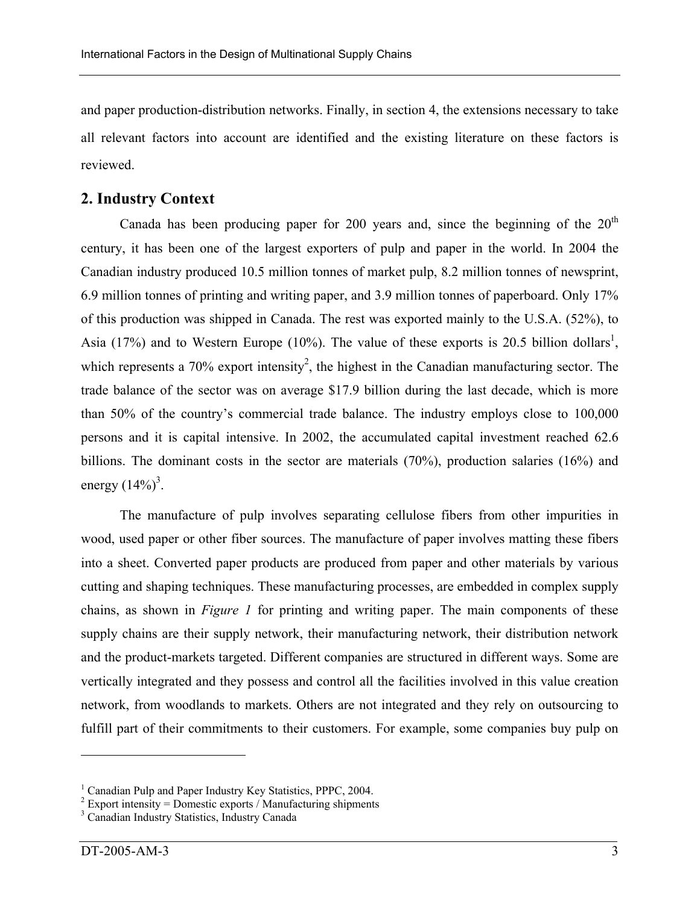and paper production-distribution networks. Finally, in section 4, the extensions necessary to take all relevant factors into account are identified and the existing literature on these factors is reviewed.

## 2. Industry Context

Canada has been producing paper for 200 years and, since the beginning of the 20th century, it has been one of the largest exporters of pulp and paper in the world. In 2004 the Canadian industry produced 10.5 million tonnes of market pulp, 8.2 million tonnes of newsprint, 6.9 million tonnes of printing and writing paper, and 3.9 million tonnes of paperboard. Only 17% of this production was shipped in Canada. The rest was exported mainly to the U.S.A. (52%), to Asia (17%) and to Western Europe (10%). The value of these exports is 20.5 billion dollars[1], which represents a 70% export intensity[2], the highest in the Canadian manufacturing sector. The trade balance of the sector was on average $17.9 billion during the last decade, which is more than 50% of the country's commercial trade balance. The industry employs close to 100,000 persons and it is capital intensive. In 2002, the accumulated capital investment reached 62.6 billions. The dominant costs in the sector are materials (70%), production salaries (16%) and energy (14%)[3].

The manufacture of pulp involves separating cellulose fibers from other impurities in wood, used paper or other fiber sources. The manufacture of paper involves matting these fibers into a sheet. Converted paper products are produced from paper and other materials by various cutting and shaping techniques. These manufacturing processes, are embedded in complex supply chains, as shown in *Figure 1* for printing and writing paper. The main components of these supply chains are their supply network, their manufacturing network, their distribution network and the product-markets targeted. Different companies are structured in different ways. Some are vertically integrated and they possess and control all the facilities involved in this value creation network, from woodlands to markets. Others are not integrated and they rely on outsourcing to fulfill part of their commitments to their customers. For example, some companies buy pulp on

---

[1] Canadian Pulp and Paper Industry Key Statistics, PPPC, 2004.

[2] Export intensity = Domestic exports / Manufacturing shipments

[3] Canadian Industry Statistics, Industry Canada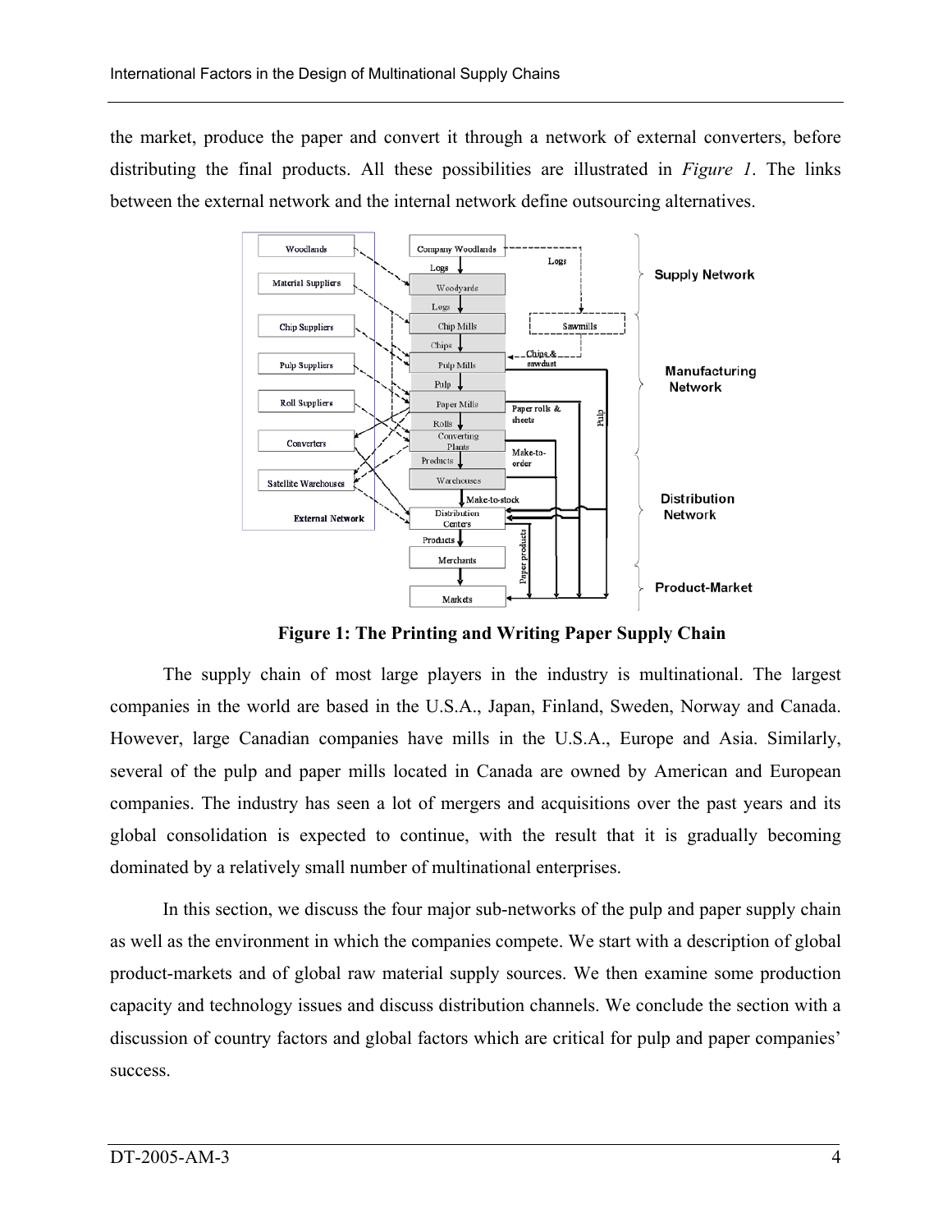the market, produce the paper and convert it through a network of external converters, before distributing the final products. All these possibilities are illustrated in *Figure 1*. The links between the external network and the internal network define outsourcing alternatives.

**Figure 1: The Printing and Writing Paper Supply Chain**

The supply chain of most large players in the industry is multinational. The largest companies in the world are based in the U.S.A., Japan, Finland, Sweden, Norway and Canada. However, large Canadian companies have mills in the U.S.A., Europe and Asia. Similarly, several of the pulp and paper mills located in Canada are owned by American and European companies. The industry has seen a lot of mergers and acquisitions over the past years and its global consolidation is expected to continue, with the result that it is gradually becoming dominated by a relatively small number of multinational enterprises.

In this section, we discuss the four major sub-networks of the pulp and paper supply chain as well as the environment in which the companies compete. We start with a description of global product-markets and of global raw material supply sources. We then examine some production capacity and technology issues and discuss distribution channels. We conclude the section with a discussion of country factors and global factors which are critical for pulp and paper companies' success.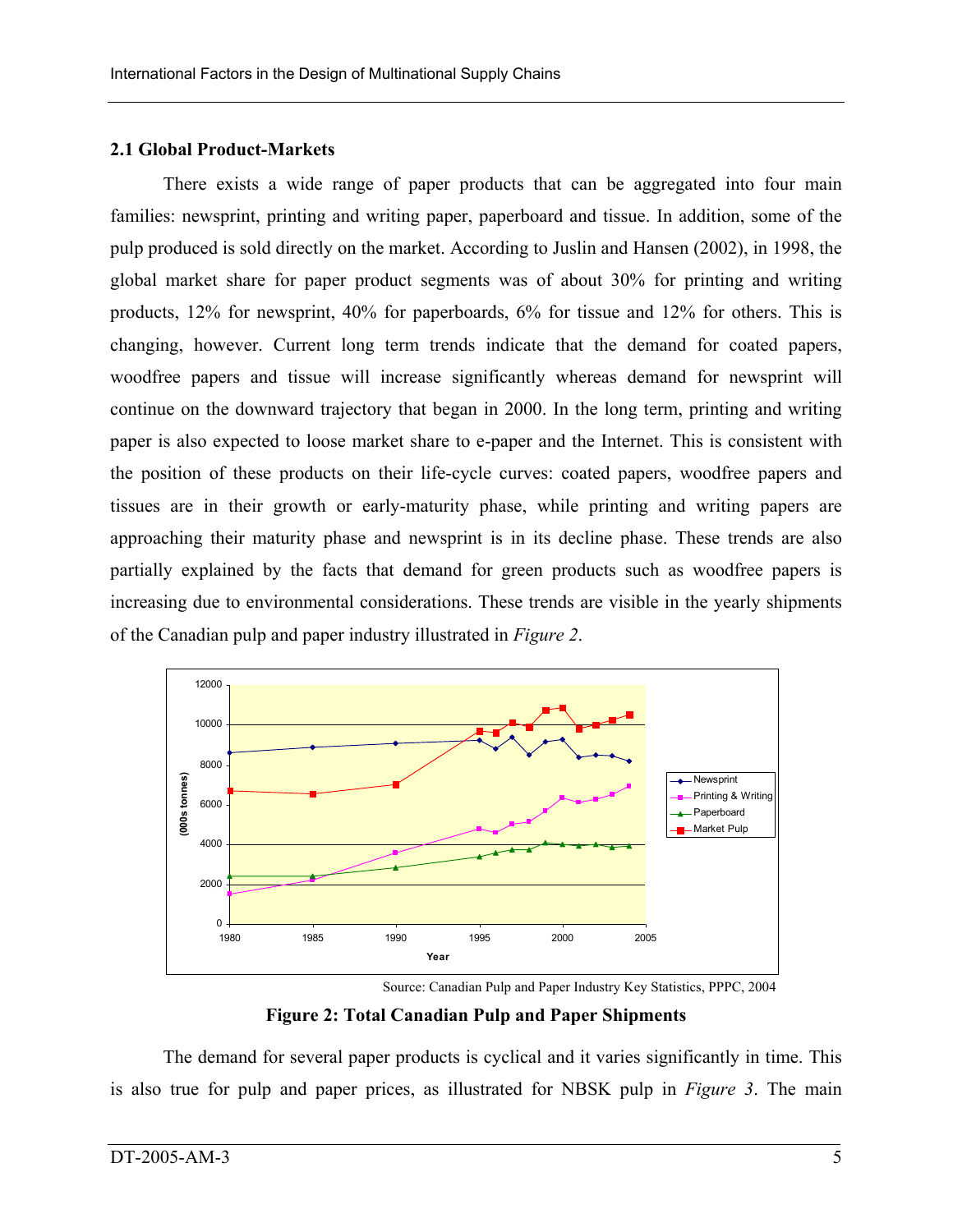### 2.1 Global Product-Markets

There exists a wide range of paper products that can be aggregated into four main families: newsprint, printing and writing paper, paperboard and tissue. In addition, some of the pulp produced is sold directly on the market. According to Juslin and Hansen (2002), in 1998, the global market share for paper product segments was of about 30% for printing and writing products, 12% for newsprint, 40% for paperboards, 6% for tissue and 12% for others. This is changing, however. Current long term trends indicate that the demand for coated papers, woodfree papers and tissue will increase significantly whereas demand for newsprint will continue on the downward trajectory that began in 2000. In the long term, printing and writing paper is also expected to loose market share to e-paper and the Internet. This is consistent with the position of these products on their life-cycle curves: coated papers, woodfree papers and tissues are in their growth or early-maturity phase, while printing and writing papers are approaching their maturity phase and newsprint is in its decline phase. These trends are also partially explained by the facts that demand for green products such as woodfree papers is increasing due to environmental considerations. These trends are visible in the yearly shipments of the Canadian pulp and paper industry illustrated in *Figure 2*.

Source: Canadian Pulp and Paper Industry Key Statistics, PPPC, 2004

**Figure 2: Total Canadian Pulp and Paper Shipments**

The demand for several paper products is cyclical and it varies significantly in time. This is also true for pulp and paper prices, as illustrated for NBSK pulp in *Figure 3*. The main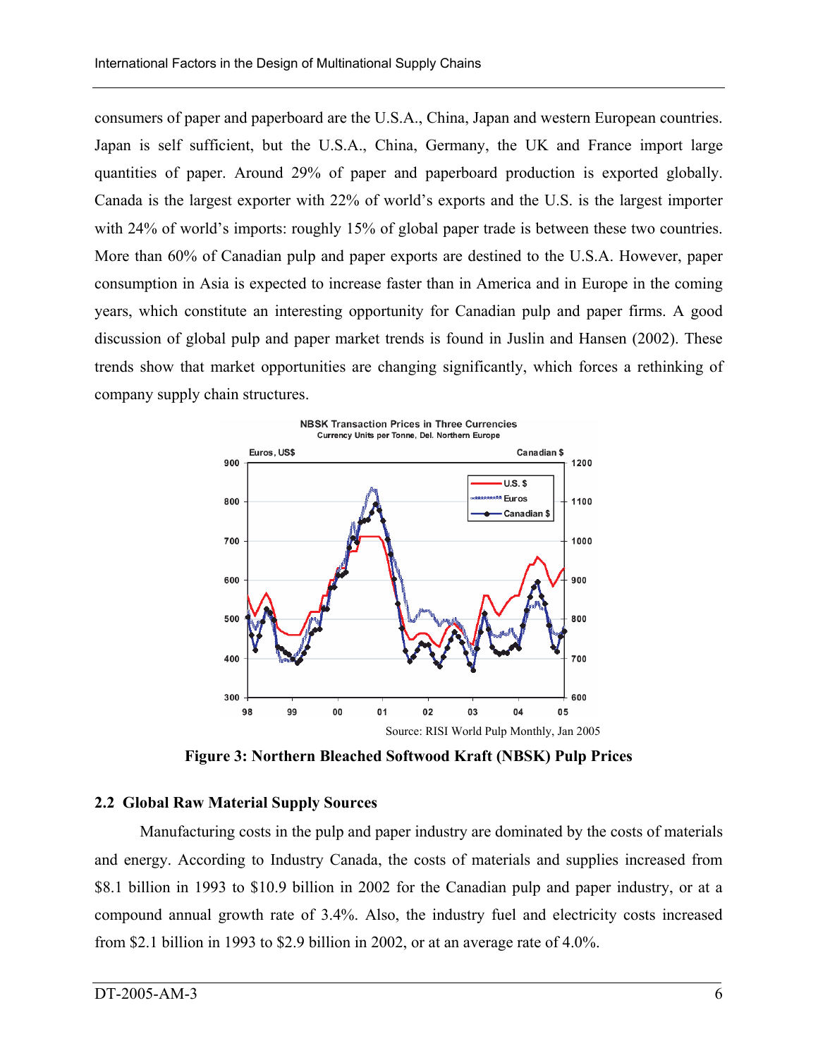consumers of paper and paperboard are the U.S.A., China, Japan and western European countries. Japan is self sufficient, but the U.S.A., China, Germany, the UK and France import large quantities of paper. Around 29% of paper and paperboard production is exported globally. Canada is the largest exporter with 22% of world's exports and the U.S. is the largest importer with 24% of world's imports: roughly 15% of global paper trade is between these two countries. More than 60% of Canadian pulp and paper exports are destined to the U.S.A. However, paper consumption in Asia is expected to increase faster than in America and in Europe in the coming years, which constitute an interesting opportunity for Canadian pulp and paper firms. A good discussion of global pulp and paper market trends is found in Juslin and Hansen (2002). These trends show that market opportunities are changing significantly, which forces a rethinking of company supply chain structures.

Source: RISI World Pulp Monthly, Jan 2005

**Figure 3: Northern Bleached Softwood Kraft (NBSK) Pulp Prices**

## 2.2 Global Raw Material Supply Sources

Manufacturing costs in the pulp and paper industry are dominated by the costs of materials and energy. According to Industry Canada, the costs of materials and supplies increased from \$8.1 billion in 1993 to \$10.9 billion in 2002 for the Canadian pulp and paper industry, or at a compound annual growth rate of 3.4%. Also, the industry fuel and electricity costs increased from \$2.1 billion in 1993 to \$2.9 billion in 2002, or at an average rate of 4.0%.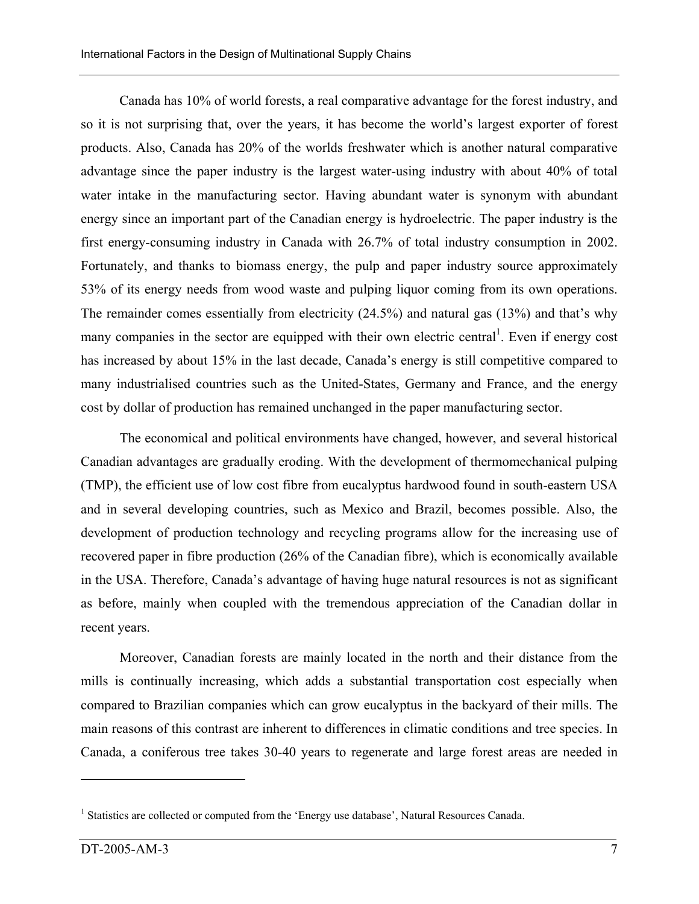Canada has 10% of world forests, a real comparative advantage for the forest industry, and so it is not surprising that, over the years, it has become the world's largest exporter of forest products. Also, Canada has 20% of the worlds freshwater which is another natural comparative advantage since the paper industry is the largest water-using industry with about 40% of total water intake in the manufacturing sector. Having abundant water is synonym with abundant energy since an important part of the Canadian energy is hydroelectric. The paper industry is the first energy-consuming industry in Canada with 26.7% of total industry consumption in 2002. Fortunately, and thanks to biomass energy, the pulp and paper industry source approximately 53% of its energy needs from wood waste and pulping liquor coming from its own operations. The remainder comes essentially from electricity (24.5%) and natural gas (13%) and that's why many companies in the sector are equipped with their own electric central[1]. Even if energy cost has increased by about 15% in the last decade, Canada's energy is still competitive compared to many industrialised countries such as the United-States, Germany and France, and the energy cost by dollar of production has remained unchanged in the paper manufacturing sector.

The economical and political environments have changed, however, and several historical Canadian advantages are gradually eroding. With the development of thermomechanical pulping (TMP), the efficient use of low cost fibre from eucalyptus hardwood found in south-eastern USA and in several developing countries, such as Mexico and Brazil, becomes possible. Also, the development of production technology and recycling programs allow for the increasing use of recovered paper in fibre production (26% of the Canadian fibre), which is economically available in the USA. Therefore, Canada's advantage of having huge natural resources is not as significant as before, mainly when coupled with the tremendous appreciation of the Canadian dollar in recent years.

Moreover, Canadian forests are mainly located in the north and their distance from the mills is continually increasing, which adds a substantial transportation cost especially when compared to Brazilian companies which can grow eucalyptus in the backyard of their mills. The main reasons of this contrast are inherent to differences in climatic conditions and tree species. In Canada, a coniferous tree takes 30-40 years to regenerate and large forest areas are needed in

---

[1] Statistics are collected or computed from the 'Energy use database', Natural Resources Canada.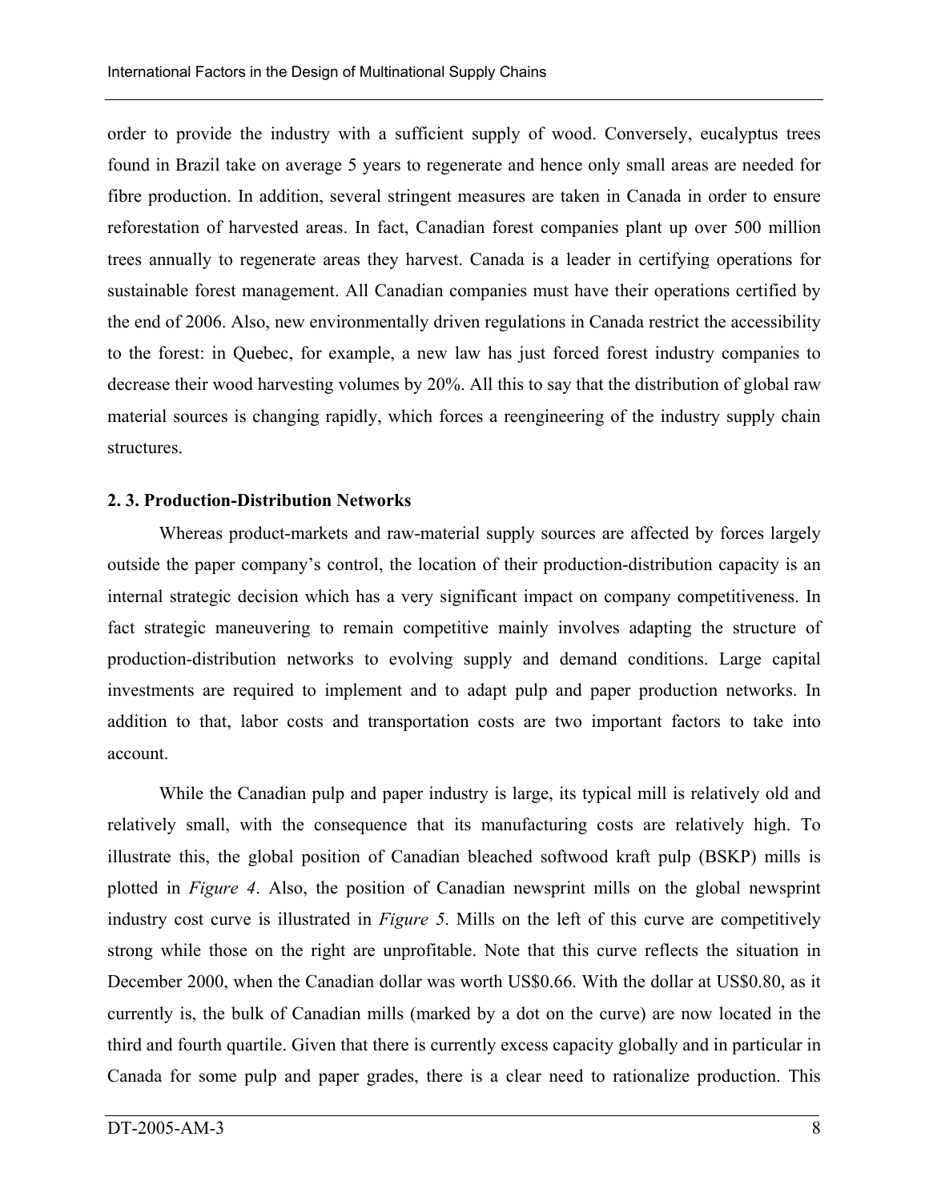order to provide the industry with a sufficient supply of wood. Conversely, eucalyptus trees found in Brazil take on average 5 years to regenerate and hence only small areas are needed for fibre production. In addition, several stringent measures are taken in Canada in order to ensure reforestation of harvested areas. In fact, Canadian forest companies plant up over 500 million trees annually to regenerate areas they harvest. Canada is a leader in certifying operations for sustainable forest management. All Canadian companies must have their operations certified by the end of 2006. Also, new environmentally driven regulations in Canada restrict the accessibility to the forest: in Quebec, for example, a new law has just forced forest industry companies to decrease their wood harvesting volumes by 20%. All this to say that the distribution of global raw material sources is changing rapidly, which forces a reengineering of the industry supply chain structures.

### 2. 3. Production-Distribution Networks

Whereas product-markets and raw-material supply sources are affected by forces largely outside the paper company's control, the location of their production-distribution capacity is an internal strategic decision which has a very significant impact on company competitiveness. In fact strategic maneuvering to remain competitive mainly involves adapting the structure of production-distribution networks to evolving supply and demand conditions. Large capital investments are required to implement and to adapt pulp and paper production networks. In addition to that, labor costs and transportation costs are two important factors to take into account.

While the Canadian pulp and paper industry is large, its typical mill is relatively old and relatively small, with the consequence that its manufacturing costs are relatively high. To illustrate this, the global position of Canadian bleached softwood kraft pulp (BSKP) mills is plotted in *Figure 4*. Also, the position of Canadian newsprint mills on the global newsprint industry cost curve is illustrated in *Figure 5*. Mills on the left of this curve are competitively strong while those on the right are unprofitable. Note that this curve reflects the situation in December 2000, when the Canadian dollar was worth US$0.66. With the dollar at US$0.80, as it currently is, the bulk of Canadian mills (marked by a dot on the curve) are now located in the third and fourth quartile. Given that there is currently excess capacity globally and in particular in Canada for some pulp and paper grades, there is a clear need to rationalize production. This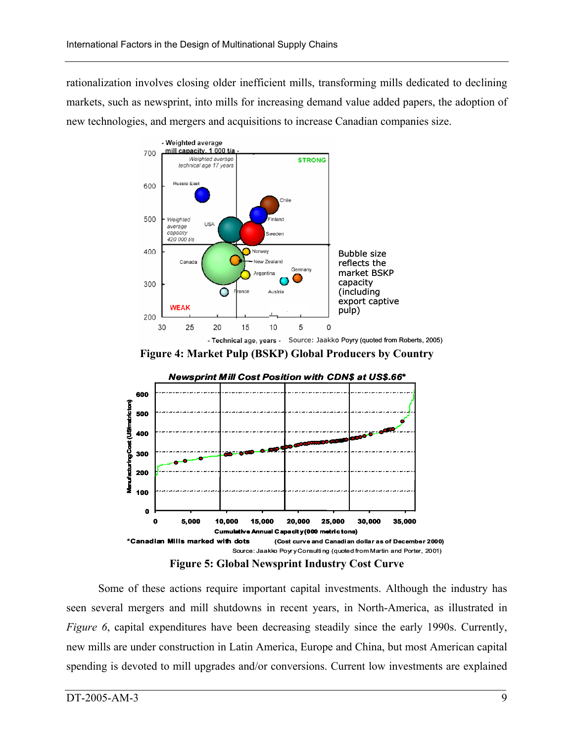rationalization involves closing older inefficient mills, transforming mills dedicated to declining markets, such as newsprint, into mills for increasing demand value added papers, the adoption of new technologies, and mergers and acquisitions to increase Canadian companies size.

**Figure 4: Market Pulp (BSKP) Global Producers by Country**

**Figure 5: Global Newsprint Industry Cost Curve**

Some of these actions require important capital investments. Although the industry has seen several mergers and mill shutdowns in recent years, in North-America, as illustrated in *Figure 6*, capital expenditures have been decreasing steadily since the early 1990s. Currently, new mills are under construction in Latin America, Europe and China, but most American capital spending is devoted to mill upgrades and/or conversions. Current low investments are explained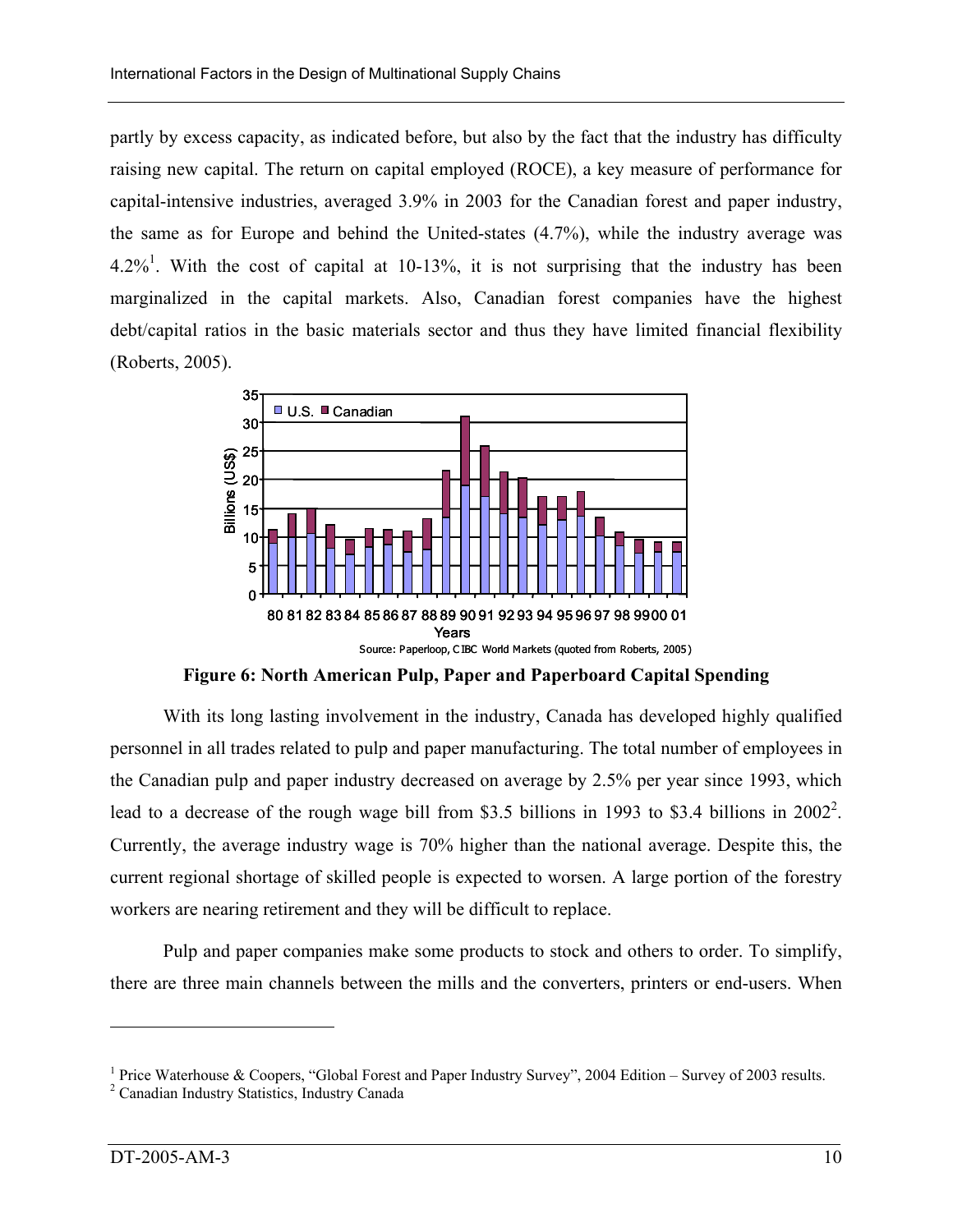partly by excess capacity, as indicated before, but also by the fact that the industry has difficulty raising new capital. The return on capital employed (ROCE), a key measure of performance for capital-intensive industries, averaged 3.9% in 2003 for the Canadian forest and paper industry, the same as for Europe and behind the United-states (4.7%), while the industry average was 4.2%[1]. With the cost of capital at 10-13%, it is not surprising that the industry has been marginalized in the capital markets. Also, Canadian forest companies have the highest debt/capital ratios in the basic materials sector and thus they have limited financial flexibility (Roberts, 2005).

Source: Paperloop, CIBC World Markets (quoted from Roberts, 2005)

**Figure 6: North American Pulp, Paper and Paperboard Capital Spending**

With its long lasting involvement in the industry, Canada has developed highly qualified personnel in all trades related to pulp and paper manufacturing. The total number of employees in the Canadian pulp and paper industry decreased on average by 2.5% per year since 1993, which lead to a decrease of the rough wage bill from \$3.5 billions in 1993 to \$3.4 billions in 2002[2]. Currently, the average industry wage is 70% higher than the national average. Despite this, the current regional shortage of skilled people is expected to worsen. A large portion of the forestry workers are nearing retirement and they will be difficult to replace.

Pulp and paper companies make some products to stock and others to order. To simplify, there are three main channels between the mills and the converters, printers or end-users. When

---

[1] Price Waterhouse & Coopers, "Global Forest and Paper Industry Survey", 2004 Edition – Survey of 2003 results.

[2] Canadian Industry Statistics, Industry Canada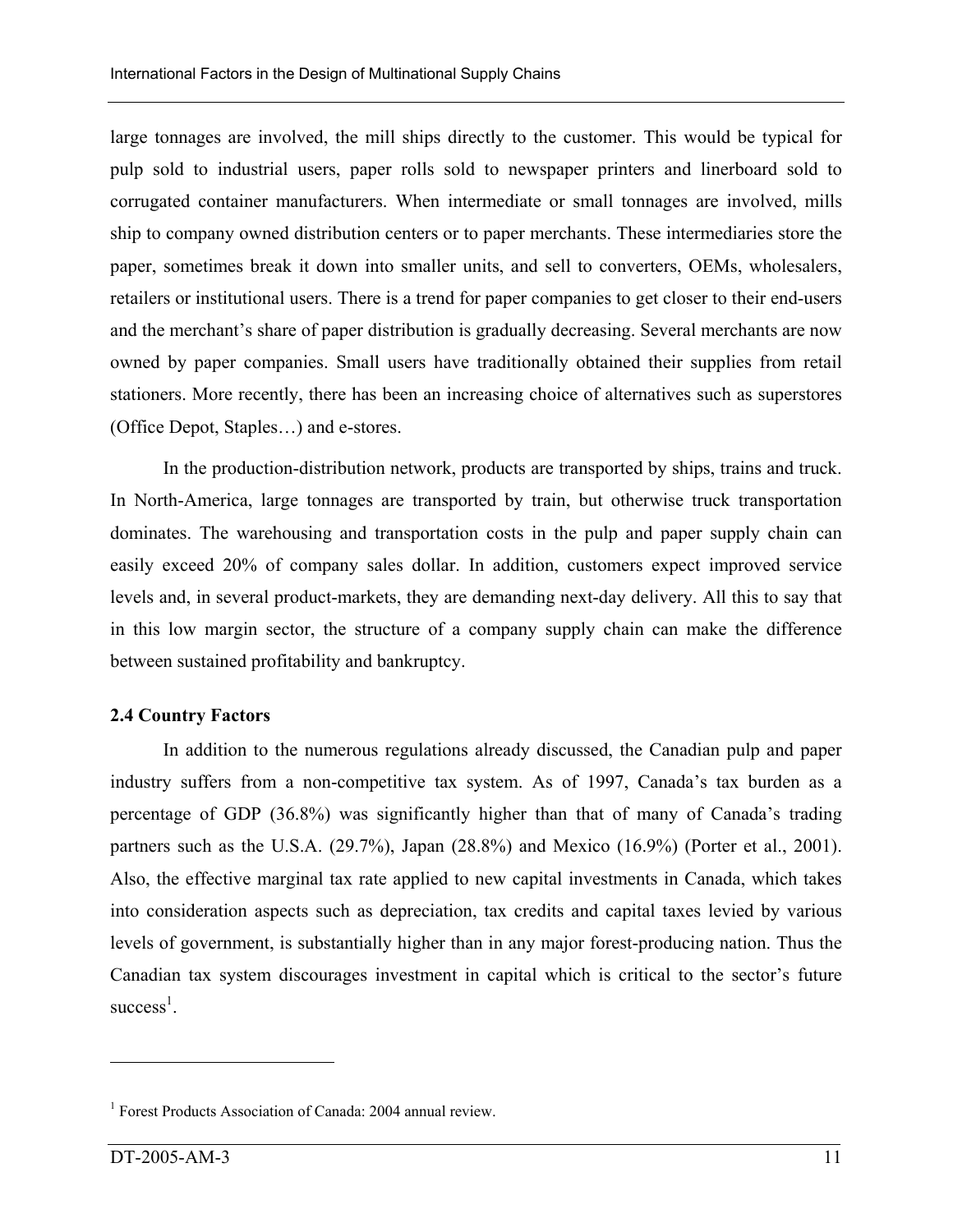large tonnages are involved, the mill ships directly to the customer. This would be typical for pulp sold to industrial users, paper rolls sold to newspaper printers and linerboard sold to corrugated container manufacturers. When intermediate or small tonnages are involved, mills ship to company owned distribution centers or to paper merchants. These intermediaries store the paper, sometimes break it down into smaller units, and sell to converters, OEMs, wholesalers, retailers or institutional users. There is a trend for paper companies to get closer to their end-users and the merchant's share of paper distribution is gradually decreasing. Several merchants are now owned by paper companies. Small users have traditionally obtained their supplies from retail stationers. More recently, there has been an increasing choice of alternatives such as superstores (Office Depot, Staples…) and e-stores.

In the production-distribution network, products are transported by ships, trains and truck. In North-America, large tonnages are transported by train, but otherwise truck transportation dominates. The warehousing and transportation costs in the pulp and paper supply chain can easily exceed 20% of company sales dollar. In addition, customers expect improved service levels and, in several product-markets, they are demanding next-day delivery. All this to say that in this low margin sector, the structure of a company supply chain can make the difference between sustained profitability and bankruptcy.

### 2.4 Country Factors

In addition to the numerous regulations already discussed, the Canadian pulp and paper industry suffers from a non-competitive tax system. As of 1997, Canada's tax burden as a percentage of GDP (36.8%) was significantly higher than that of many of Canada's trading partners such as the U.S.A. (29.7%), Japan (28.8%) and Mexico (16.9%) (Porter et al., 2001). Also, the effective marginal tax rate applied to new capital investments in Canada, which takes into consideration aspects such as depreciation, tax credits and capital taxes levied by various levels of government, is substantially higher than in any major forest-producing nation. Thus the Canadian tax system discourages investment in capital which is critical to the sector's future success[1].

---

[1] Forest Products Association of Canada: 2004 annual review.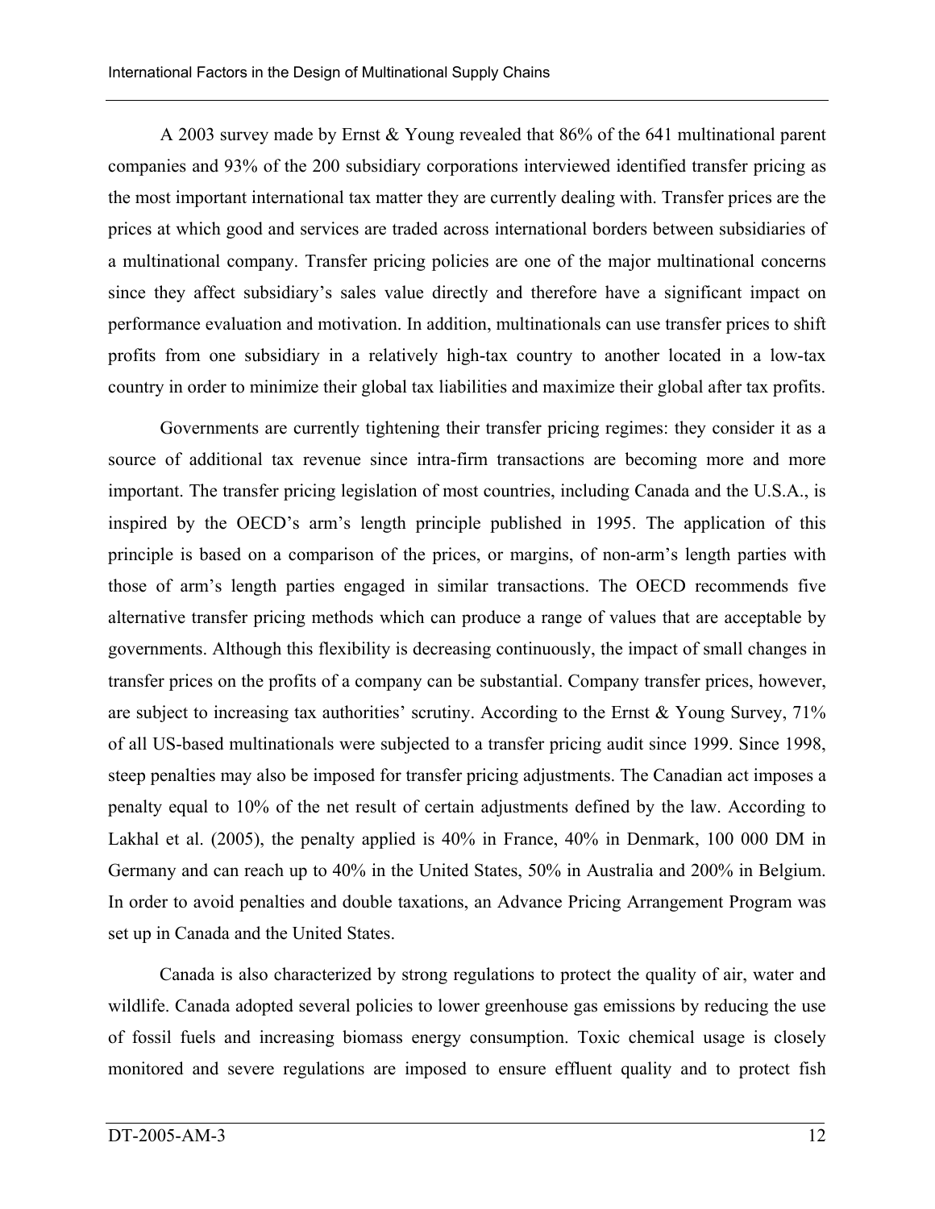A 2003 survey made by Ernst & Young revealed that 86% of the 641 multinational parent companies and 93% of the 200 subsidiary corporations interviewed identified transfer pricing as the most important international tax matter they are currently dealing with. Transfer prices are the prices at which good and services are traded across international borders between subsidiaries of a multinational company. Transfer pricing policies are one of the major multinational concerns since they affect subsidiary's sales value directly and therefore have a significant impact on performance evaluation and motivation. In addition, multinationals can use transfer prices to shift profits from one subsidiary in a relatively high-tax country to another located in a low-tax country in order to minimize their global tax liabilities and maximize their global after tax profits.

Governments are currently tightening their transfer pricing regimes: they consider it as a source of additional tax revenue since intra-firm transactions are becoming more and more important. The transfer pricing legislation of most countries, including Canada and the U.S.A., is inspired by the OECD's arm's length principle published in 1995. The application of this principle is based on a comparison of the prices, or margins, of non-arm's length parties with those of arm's length parties engaged in similar transactions. The OECD recommends five alternative transfer pricing methods which can produce a range of values that are acceptable by governments. Although this flexibility is decreasing continuously, the impact of small changes in transfer prices on the profits of a company can be substantial. Company transfer prices, however, are subject to increasing tax authorities' scrutiny. According to the Ernst & Young Survey, 71% of all US-based multinationals were subjected to a transfer pricing audit since 1999. Since 1998, steep penalties may also be imposed for transfer pricing adjustments. The Canadian act imposes a penalty equal to 10% of the net result of certain adjustments defined by the law. According to Lakhal et al. (2005), the penalty applied is 40% in France, 40% in Denmark, 100 000 DM in Germany and can reach up to 40% in the United States, 50% in Australia and 200% in Belgium. In order to avoid penalties and double taxations, an Advance Pricing Arrangement Program was set up in Canada and the United States.

Canada is also characterized by strong regulations to protect the quality of air, water and wildlife. Canada adopted several policies to lower greenhouse gas emissions by reducing the use of fossil fuels and increasing biomass energy consumption. Toxic chemical usage is closely monitored and severe regulations are imposed to ensure effluent quality and to protect fish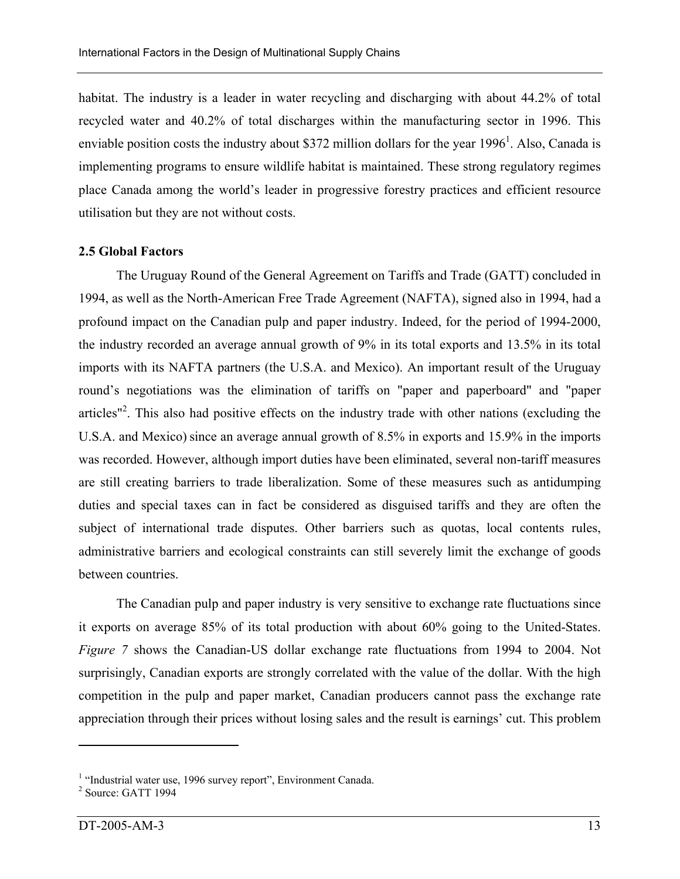habitat. The industry is a leader in water recycling and discharging with about 44.2% of total recycled water and 40.2% of total discharges within the manufacturing sector in 1996. This enviable position costs the industry about $372 million dollars for the year 1996[1]. Also, Canada is implementing programs to ensure wildlife habitat is maintained. These strong regulatory regimes place Canada among the world's leader in progressive forestry practices and efficient resource utilisation but they are not without costs.

**2.5 Global Factors**

The Uruguay Round of the General Agreement on Tariffs and Trade (GATT) concluded in 1994, as well as the North-American Free Trade Agreement (NAFTA), signed also in 1994, had a profound impact on the Canadian pulp and paper industry. Indeed, for the period of 1994-2000, the industry recorded an average annual growth of 9% in its total exports and 13.5% in its total imports with its NAFTA partners (the U.S.A. and Mexico). An important result of the Uruguay round's negotiations was the elimination of tariffs on "paper and paperboard" and "paper articles"[2]. This also had positive effects on the industry trade with other nations (excluding the U.S.A. and Mexico) since an average annual growth of 8.5% in exports and 15.9% in the imports was recorded. However, although import duties have been eliminated, several non-tariff measures are still creating barriers to trade liberalization. Some of these measures such as antidumping duties and special taxes can in fact be considered as disguised tariffs and they are often the subject of international trade disputes. Other barriers such as quotas, local contents rules, administrative barriers and ecological constraints can still severely limit the exchange of goods between countries.

The Canadian pulp and paper industry is very sensitive to exchange rate fluctuations since it exports on average 85% of its total production with about 60% going to the United-States. *Figure 7* shows the Canadian-US dollar exchange rate fluctuations from 1994 to 2004. Not surprisingly, Canadian exports are strongly correlated with the value of the dollar. With the high competition in the pulp and paper market, Canadian producers cannot pass the exchange rate appreciation through their prices without losing sales and the result is earnings' cut. This problem

---

[1] "Industrial water use, 1996 survey report", Environment Canada.

[2] Source: GATT 1994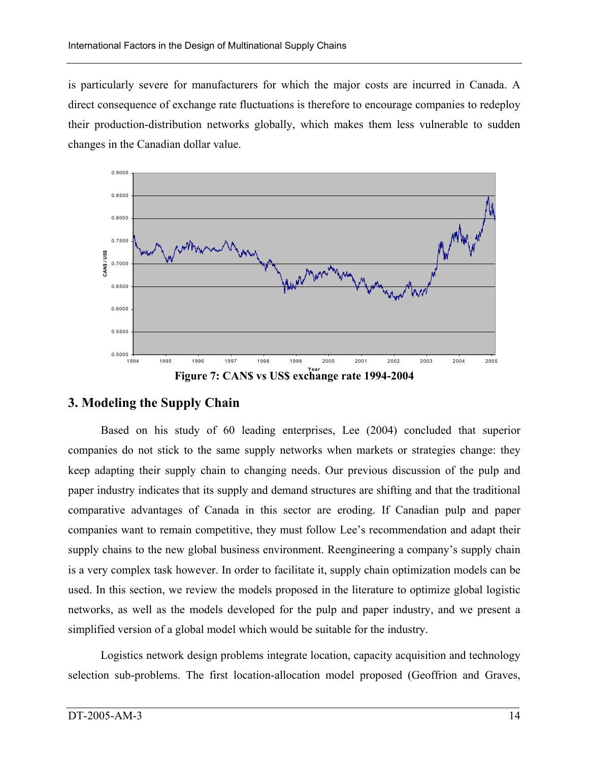is particularly severe for manufacturers for which the major costs are incurred in Canada. A direct consequence of exchange rate fluctuations is therefore to encourage companies to redeploy their production-distribution networks globally, which makes them less vulnerable to sudden changes in the Canadian dollar value.

**Figure 7: CAN$ vs US$ exchange rate 1994-2004**

## 3. Modeling the Supply Chain

Based on his study of 60 leading enterprises, Lee (2004) concluded that superior companies do not stick to the same supply networks when markets or strategies change: they keep adapting their supply chain to changing needs. Our previous discussion of the pulp and paper industry indicates that its supply and demand structures are shifting and that the traditional comparative advantages of Canada in this sector are eroding. If Canadian pulp and paper companies want to remain competitive, they must follow Lee's recommendation and adapt their supply chains to the new global business environment. Reengineering a company's supply chain is a very complex task however. In order to facilitate it, supply chain optimization models can be used. In this section, we review the models proposed in the literature to optimize global logistic networks, as well as the models developed for the pulp and paper industry, and we present a simplified version of a global model which would be suitable for the industry.

Logistics network design problems integrate location, capacity acquisition and technology selection sub-problems. The first location-allocation model proposed (Geoffrion and Graves,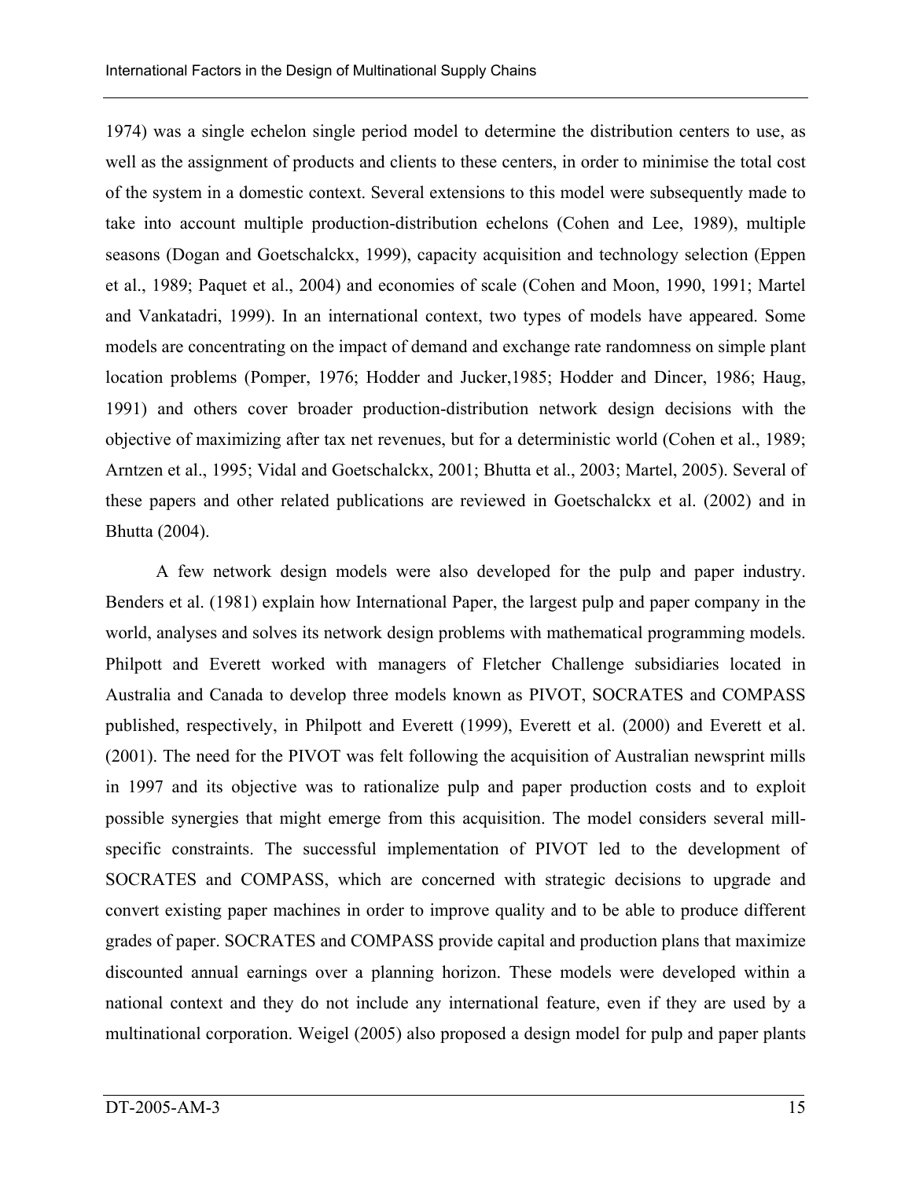1974) was a single echelon single period model to determine the distribution centers to use, as well as the assignment of products and clients to these centers, in order to minimise the total cost of the system in a domestic context. Several extensions to this model were subsequently made to take into account multiple production-distribution echelons (Cohen and Lee, 1989), multiple seasons (Dogan and Goetschalckx, 1999), capacity acquisition and technology selection (Eppen et al., 1989; Paquet et al., 2004) and economies of scale (Cohen and Moon, 1990, 1991; Martel and Vankatadri, 1999). In an international context, two types of models have appeared. Some models are concentrating on the impact of demand and exchange rate randomness on simple plant location problems (Pomper, 1976; Hodder and Jucker,1985; Hodder and Dincer, 1986; Haug, 1991) and others cover broader production-distribution network design decisions with the objective of maximizing after tax net revenues, but for a deterministic world (Cohen et al., 1989; Arntzen et al., 1995; Vidal and Goetschalckx, 2001; Bhutta et al., 2003; Martel, 2005). Several of these papers and other related publications are reviewed in Goetschalckx et al. (2002) and in Bhutta (2004).

A few network design models were also developed for the pulp and paper industry. Benders et al. (1981) explain how International Paper, the largest pulp and paper company in the world, analyses and solves its network design problems with mathematical programming models. Philpott and Everett worked with managers of Fletcher Challenge subsidiaries located in Australia and Canada to develop three models known as PIVOT, SOCRATES and COMPASS published, respectively, in Philpott and Everett (1999), Everett et al. (2000) and Everett et al. (2001). The need for the PIVOT was felt following the acquisition of Australian newsprint mills in 1997 and its objective was to rationalize pulp and paper production costs and to exploit possible synergies that might emerge from this acquisition. The model considers several mill-specific constraints. The successful implementation of PIVOT led to the development of SOCRATES and COMPASS, which are concerned with strategic decisions to upgrade and convert existing paper machines in order to improve quality and to be able to produce different grades of paper. SOCRATES and COMPASS provide capital and production plans that maximize discounted annual earnings over a planning horizon. These models were developed within a national context and they do not include any international feature, even if they are used by a multinational corporation. Weigel (2005) also proposed a design model for pulp and paper plants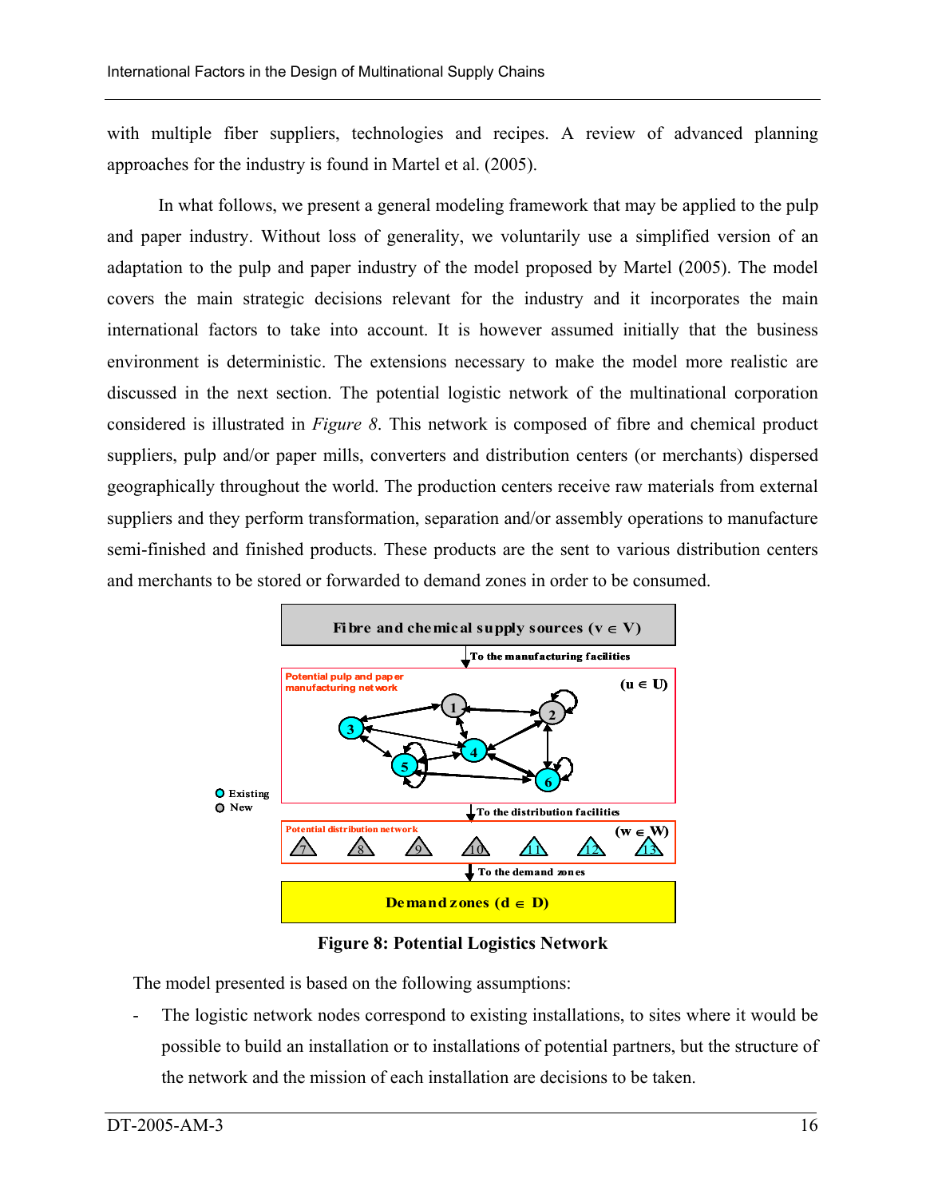with multiple fiber suppliers, technologies and recipes. A review of advanced planning approaches for the industry is found in Martel et al. (2005).

In what follows, we present a general modeling framework that may be applied to the pulp and paper industry. Without loss of generality, we voluntarily use a simplified version of an adaptation to the pulp and paper industry of the model proposed by Martel (2005). The model covers the main strategic decisions relevant for the industry and it incorporates the main international factors to take into account. It is however assumed initially that the business environment is deterministic. The extensions necessary to make the model more realistic are discussed in the next section. The potential logistic network of the multinational corporation considered is illustrated in *Figure 8*. This network is composed of fibre and chemical product suppliers, pulp and/or paper mills, converters and distribution centers (or merchants) dispersed geographically throughout the world. The production centers receive raw materials from external suppliers and they perform transformation, separation and/or assembly operations to manufacture semi-finished and finished products. These products are the sent to various distribution centers and merchants to be stored or forwarded to demand zones in order to be consumed.

Fibre and chemical supply sources ($v \in V$)

To the manufacturing facilities

Potential pulp and paper manufacturing network ($u \in U$)

Existing
New

To the distribution facilities

Potential distribution network ($w \in W$)

To the demand zones

Demand zones ($d \in D$)

**Figure 8: Potential Logistics Network**

The model presented is based on the following assumptions:

- The logistic network nodes correspond to existing installations, to sites where it would be possible to build an installation or to installations of potential partners, but the structure of the network and the mission of each installation are decisions to be taken.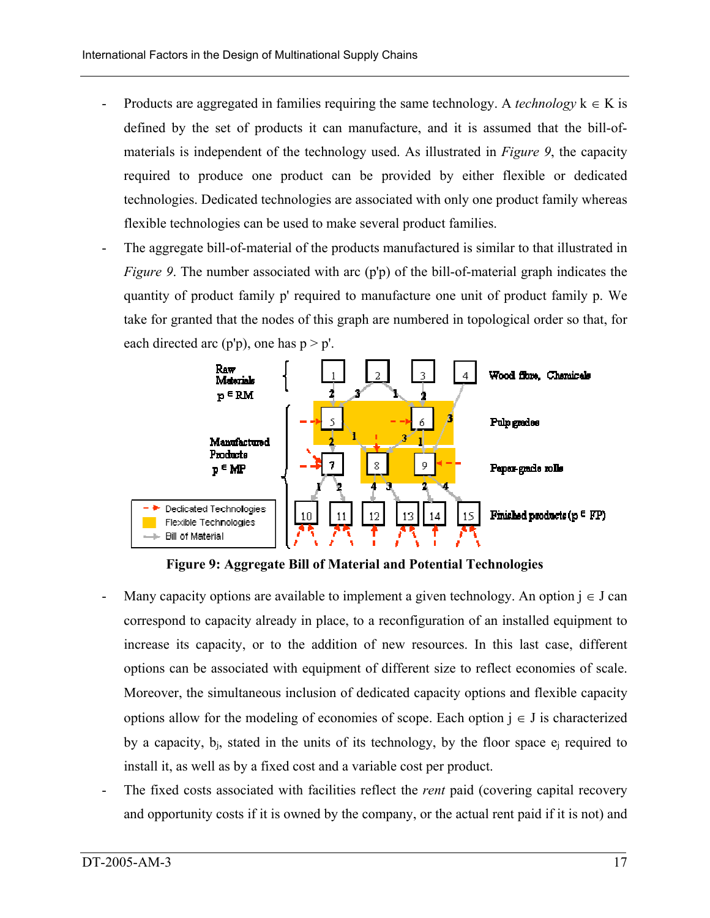- Products are aggregated in families requiring the same technology. A *technology* $k \in K$ is defined by the set of products it can manufacture, and it is assumed that the bill-of-materials is independent of the technology used. As illustrated in *Figure 9*, the capacity required to produce one product can be provided by either flexible or dedicated technologies. Dedicated technologies are associated with only one product family whereas flexible technologies can be used to make several product families.
- The aggregate bill-of-material of the products manufactured is similar to that illustrated in *Figure 9*. The number associated with arc (p'p) of the bill-of-material graph indicates the quantity of product family p' required to manufacture one unit of product family p. We take for granted that the nodes of this graph are numbered in topological order so that, for each directed arc (p'p), one has $p > p'$.

**Figure 9: Aggregate Bill of Material and Potential Technologies**

- Many capacity options are available to implement a given technology. An option $j \in J$ can correspond to capacity already in place, to a reconfiguration of an installed equipment to increase its capacity, or to the addition of new resources. In this last case, different options can be associated with equipment of different size to reflect economies of scale. Moreover, the simultaneous inclusion of dedicated capacity options and flexible capacity options allow for the modeling of economies of scope. Each option $j \in J$ is characterized by a capacity, $b_j$, stated in the units of its technology, by the floor space $e_j$ required to install it, as well as by a fixed cost and a variable cost per product.
- The fixed costs associated with facilities reflect the *rent* paid (covering capital recovery and opportunity costs if it is owned by the company, or the actual rent paid if it is not) and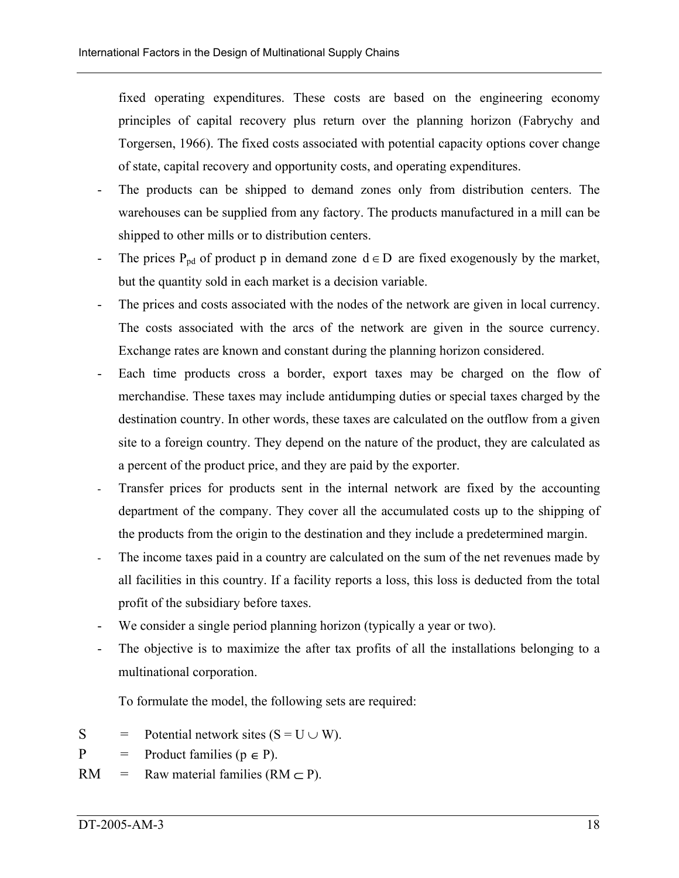fixed operating expenditures. These costs are based on the engineering economy principles of capital recovery plus return over the planning horizon (Fabrychy and Torgersen, 1966). The fixed costs associated with potential capacity options cover change of state, capital recovery and opportunity costs, and operating expenditures.

- The products can be shipped to demand zones only from distribution centers. The warehouses can be supplied from any factory. The products manufactured in a mill can be shipped to other mills or to distribution centers.
- The prices $P_{pd}$ of product p in demand zone $d \in D$ are fixed exogenously by the market, but the quantity sold in each market is a decision variable.
- The prices and costs associated with the nodes of the network are given in local currency. The costs associated with the arcs of the network are given in the source currency. Exchange rates are known and constant during the planning horizon considered.
- Each time products cross a border, export taxes may be charged on the flow of merchandise. These taxes may include antidumping duties or special taxes charged by the destination country. In other words, these taxes are calculated on the outflow from a given site to a foreign country. They depend on the nature of the product, they are calculated as a percent of the product price, and they are paid by the exporter.
- Transfer prices for products sent in the internal network are fixed by the accounting department of the company. They cover all the accumulated costs up to the shipping of the products from the origin to the destination and they include a predetermined margin.
- The income taxes paid in a country are calculated on the sum of the net revenues made by all facilities in this country. If a facility reports a loss, this loss is deducted from the total profit of the subsidiary before taxes.
- We consider a single period planning horizon (typically a year or two).
- The objective is to maximize the after tax profits of all the installations belonging to a multinational corporation.

To formulate the model, the following sets are required:

S = Potential network sites ($S = U \cup W$).

P = Product families ($p \in P$).

RM = Raw material families ($RM \subset P$).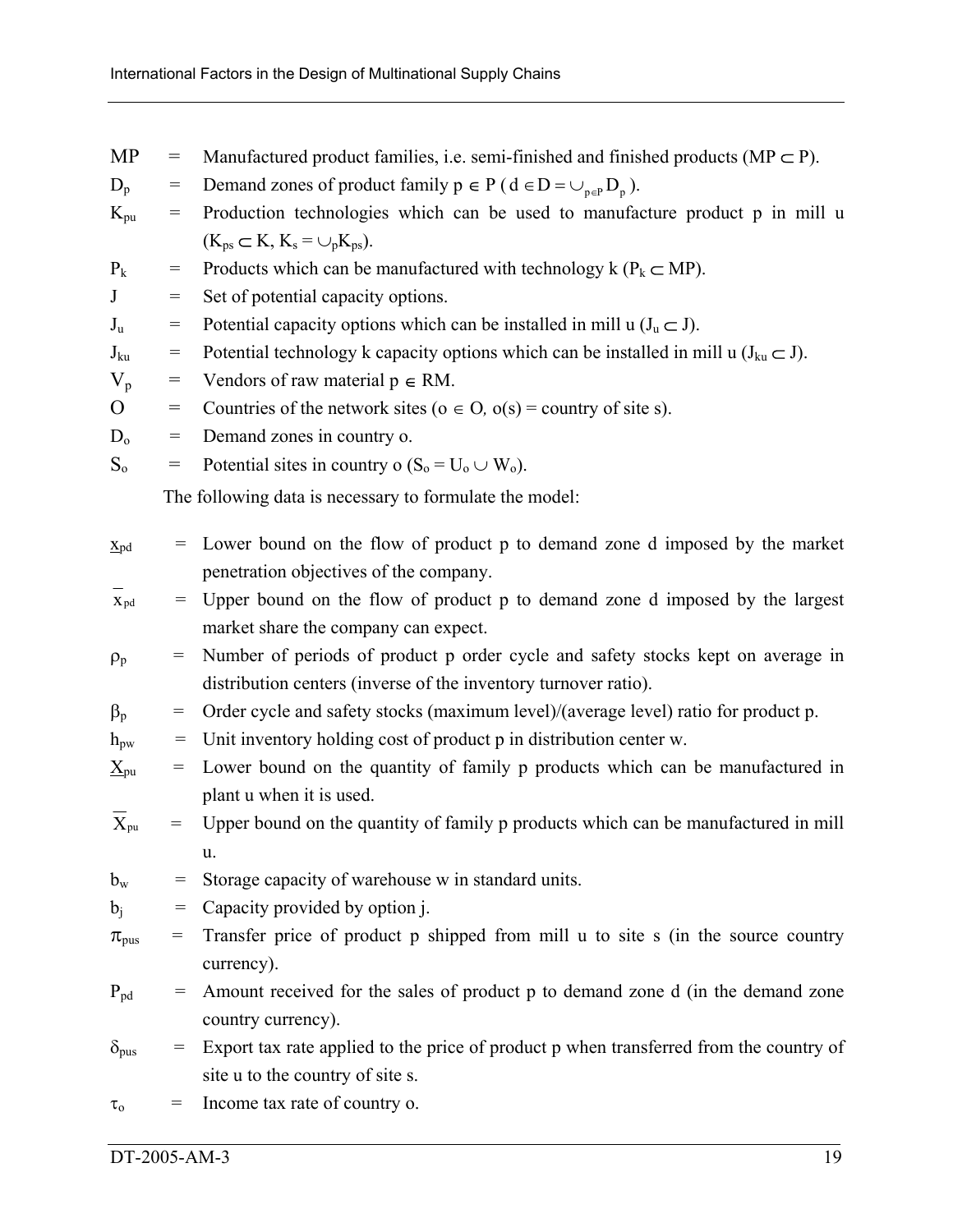$MP$ = Manufactured product families, i.e. semi-finished and finished products ($MP \subset P$).

$D_p$ = Demand zones of product family $p \in P$ ( $d \in D = \cup_{p \in P} D_p$ ).

$K_{pu}$ = Production technologies which can be used to manufacture product p in mill u ($K_{ps} \subset K$, $K_s = \cup_p K_{ps}$).

$P_k$ = Products which can be manufactured with technology k ($P_k \subset MP$).

$J$ = Set of potential capacity options.

$J_u$ = Potential capacity options which can be installed in mill u ($J_u \subset J$).

$J_{ku}$ = Potential technology k capacity options which can be installed in mill u ($J_{ku} \subset J$).

$V_p$ = Vendors of raw material $p \in RM$.

$O$ = Countries of the network sites ($o \in O$, $o(s)$ = country of site s).

$D_o$ = Demand zones in country o.

$S_o$ = Potential sites in country o ($S_o = U_o \cup W_o$).

The following data is necessary to formulate the model:

$\underline{x}_{pd}$ = Lower bound on the flow of product p to demand zone d imposed by the market penetration objectives of the company.

$\overline{x}_{pd}$ = Upper bound on the flow of product p to demand zone d imposed by the largest market share the company can expect.

$\rho_p$ = Number of periods of product p order cycle and safety stocks kept on average in distribution centers (inverse of the inventory turnover ratio).

$\beta_p$ = Order cycle and safety stocks (maximum level)/(average level) ratio for product p.

$h_{pw}$ = Unit inventory holding cost of product p in distribution center w.

$\underline{X}_{pu}$ = Lower bound on the quantity of family p products which can be manufactured in plant u when it is used.

$\overline{X}_{pu}$ = Upper bound on the quantity of family p products which can be manufactured in mill u.

$b_w$ = Storage capacity of warehouse w in standard units.

$b_j$ = Capacity provided by option j.

$\pi_{pus}$ = Transfer price of product p shipped from mill u to site s (in the source country currency).

$P_{pd}$ = Amount received for the sales of product p to demand zone d (in the demand zone country currency).

$\delta_{pus}$ = Export tax rate applied to the price of product p when transferred from the country of site u to the country of site s.

$\tau_o$ = Income tax rate of country o.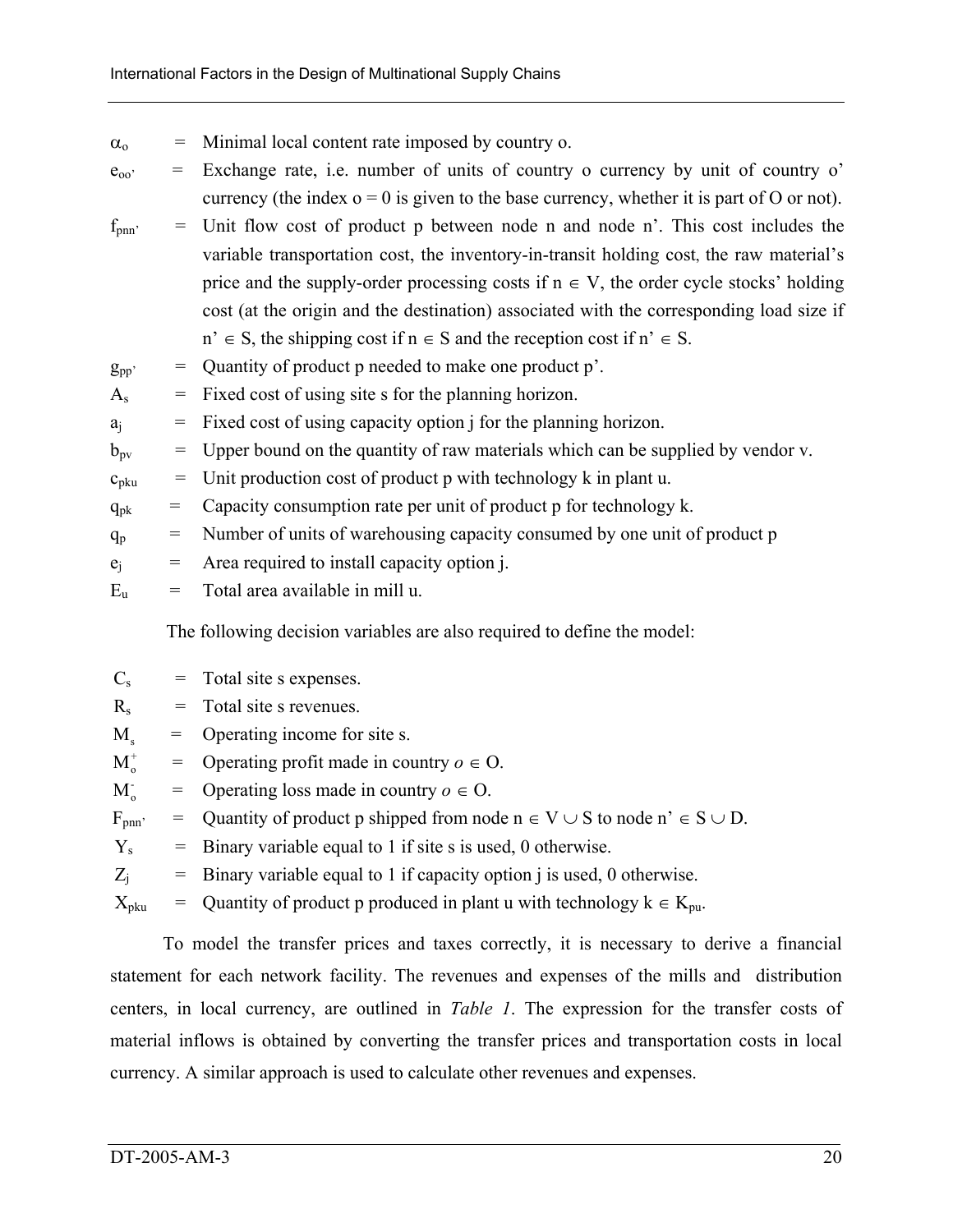$\alpha_o$ = Minimal local content rate imposed by country o.

$e_{oo'}$ = Exchange rate, i.e. number of units of country o currency by unit of country o' currency (the index o = 0 is given to the base currency, whether it is part of O or not).

$f_{pnn'}$ = Unit flow cost of product p between node n and node n'. This cost includes the variable transportation cost, the inventory-in-transit holding cost, the raw material's price and the supply-order processing costs if $n \in V$, the order cycle stocks' holding cost (at the origin and the destination) associated with the corresponding load size if $n' \in S$, the shipping cost if $n \in S$ and the reception cost if $n' \in S$.

$g_{pp'}$ = Quantity of product p needed to make one product p'.

$A_s$ = Fixed cost of using site s for the planning horizon.

$a_j$ = Fixed cost of using capacity option j for the planning horizon.

$b_{pv}$ = Upper bound on the quantity of raw materials which can be supplied by vendor v.

$c_{pku}$ = Unit production cost of product p with technology k in plant u.

$q_{pk}$ = Capacity consumption rate per unit of product p for technology k.

$q_p$ = Number of units of warehousing capacity consumed by one unit of product p

$e_j$ = Area required to install capacity option j.

$E_u$ = Total area available in mill u.

The following decision variables are also required to define the model:

$C_s$ = Total site s expenses.

$R_s$ = Total site s revenues.

$M_s$ = Operating income for site s.

$M_o^+$ = Operating profit made in country $o \in O$.

$M_o^-$ = Operating loss made in country $o \in O$.

$F_{pnn'}$ = Quantity of product p shipped from node $n \in V \cup S$ to node $n' \in S \cup D$.

$Y_s$ = Binary variable equal to 1 if site s is used, 0 otherwise.

$Z_j$ = Binary variable equal to 1 if capacity option j is used, 0 otherwise.

$X_{pku}$ = Quantity of product p produced in plant u with technology $k \in K_{pu}$.

To model the transfer prices and taxes correctly, it is necessary to derive a financial statement for each network facility. The revenues and expenses of the mills and distribution centers, in local currency, are outlined in *Table 1*. The expression for the transfer costs of material inflows is obtained by converting the transfer prices and transportation costs in local currency. A similar approach is used to calculate other revenues and expenses.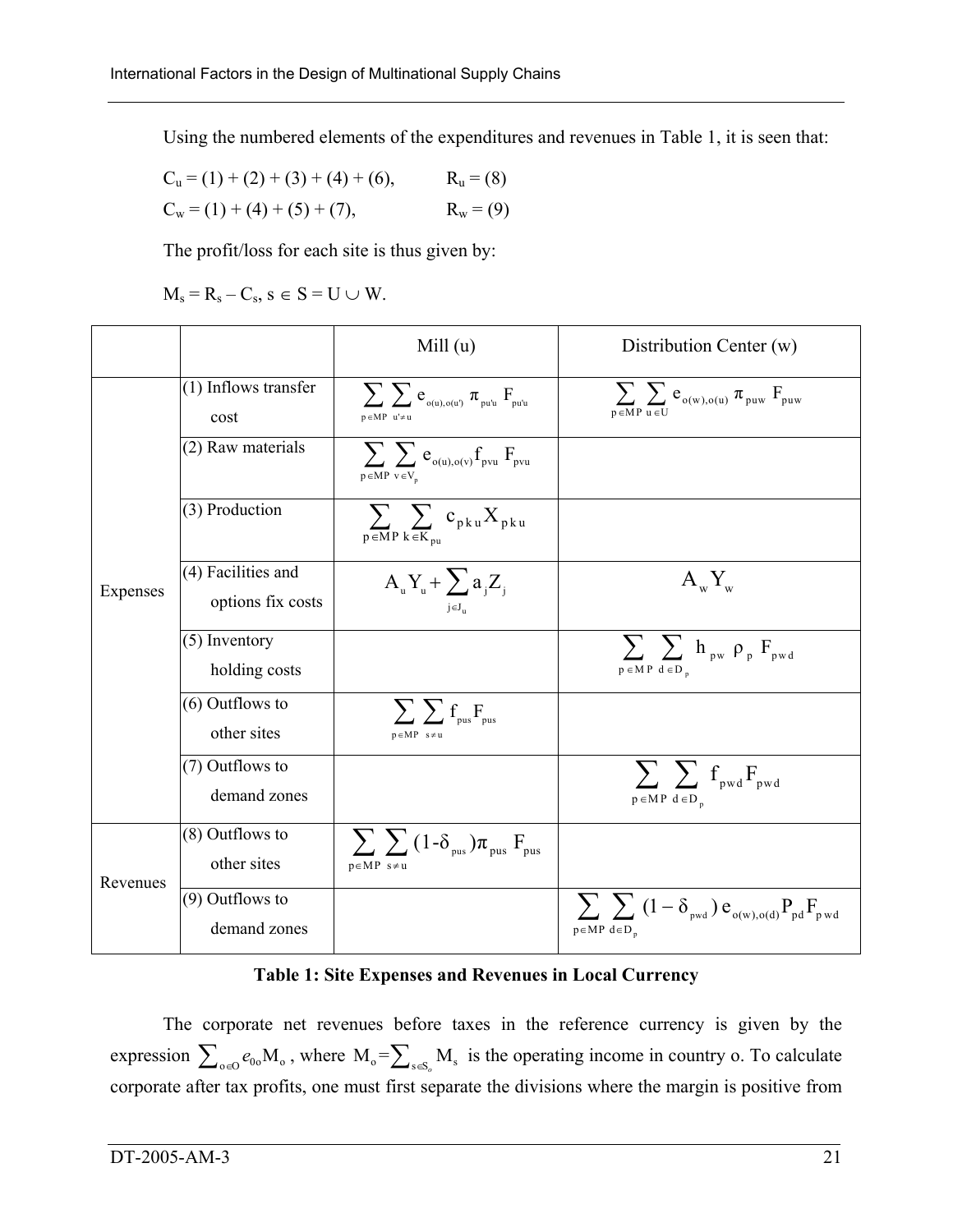Using the numbered elements of the expenditures and revenues in Table 1, it is seen that:

$C_u = (1) + (2) + (3) + (4) + (6)$, $\quad R_u = (8)$

$C_w = (1) + (4) + (5) + (7)$, $\quad R_w = (9)$

The profit/loss for each site is thus given by:

$M_s = R_s – C_s,\ s \in S = U \cup W$.

| | | Mill (u) | Distribution Center (w) |
|---|---|---|---|
| Expenses | (1) Inflows transfer cost | $\sum_{p \in MP} \sum_{u' \neq u} e_{o(u),o(u')}\, \pi_{pu'u}\, F_{pu'u}$ | $\sum_{p \in MP} \sum_{u \in U} e_{o(w),o(u)}\, \pi_{puw}\, F_{puw}$ |
| | (2) Raw materials | $\sum_{p \in MP} \sum_{v \in V_p} e_{o(u),o(v)} f_{pvu}\, F_{pvu}$ | |
| | (3) Production | $\sum_{p \in MP} \sum_{k \in K_{pu}} c_{pku} X_{pku}$ | |
| | (4) Facilities and options fix costs | $A_u Y_u + \sum_{j \in J_u} a_j Z_j$ | $A_w Y_w$ |
| | (5) Inventory holding costs | | $\sum_{p \in MP} \sum_{d \in D_p} h_{pw}\, \rho_p\, F_{pwd}$ |
| | (6) Outflows to other sites | $\sum_{p \in MP} \sum_{s \neq u} f_{pus} F_{pus}$ | |
| | (7) Outflows to demand zones | | $\sum_{p \in MP} \sum_{d \in D_p} f_{pwd} F_{pwd}$ |
| Revenues | (8) Outflows to other sites | $\sum_{p \in MP} \sum_{s \neq u} (1-\delta_{pus})\pi_{pus}\, F_{pus}$ | |
| | (9) Outflows to demand zones | | $\sum_{p \in MP} \sum_{d \in D_p} (1-\delta_{pwd})\, e_{o(w),o(d)} P_{pd} F_{pwd}$ |

**Table 1: Site Expenses and Revenues in Local Currency**

The corporate net revenues before taxes in the reference currency is given by the expression $\sum_{o \in O} e_{0o} M_o$, where $M_o = \sum_{s \in S_o} M_s$ is the operating income in country o. To calculate corporate after tax profits, one must first separate the divisions where the margin is positive from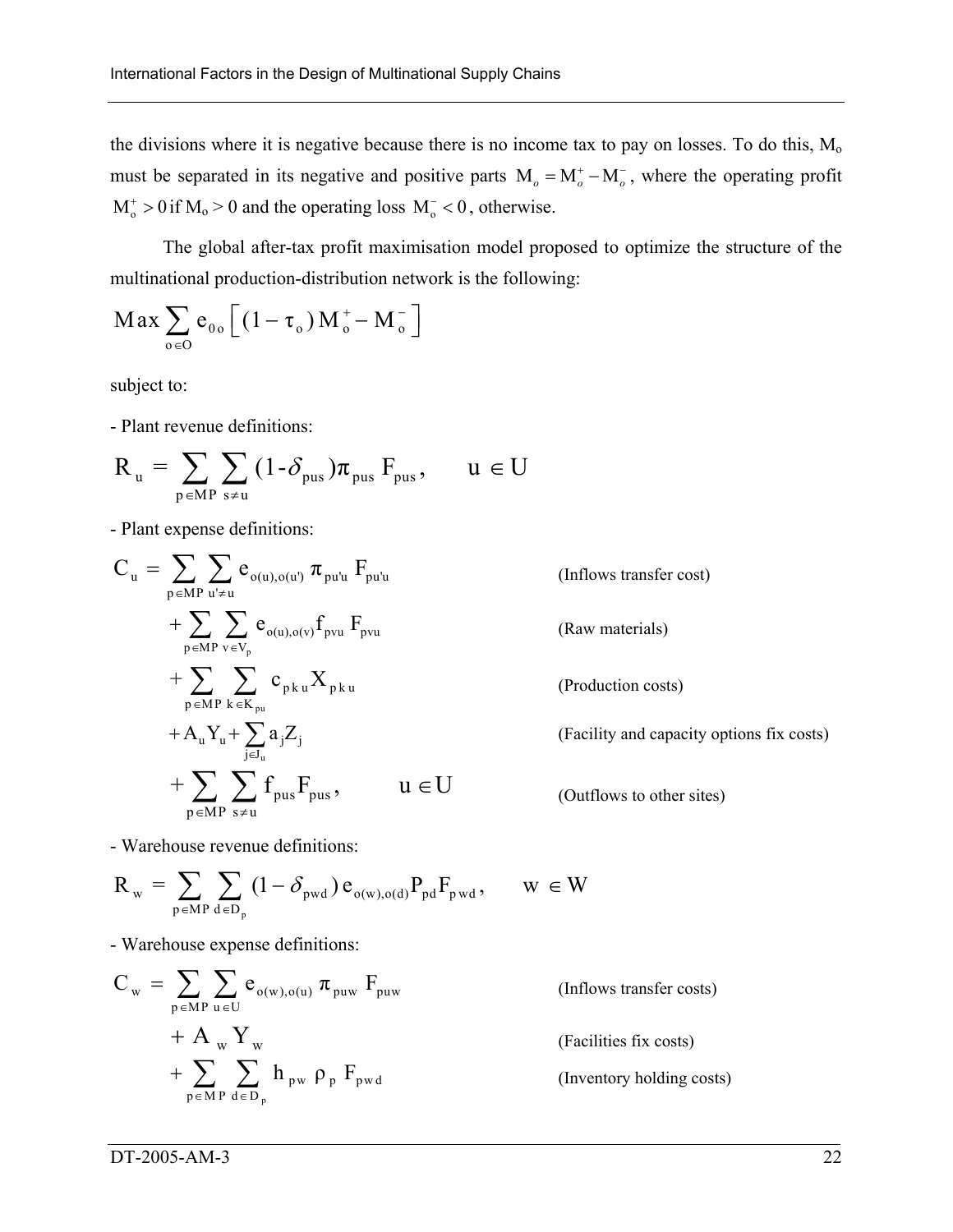the divisions where it is negative because there is no income tax to pay on losses. To do this, $M_o$ must be separated in its negative and positive parts $M_o = M_o^+ - M_o^-$, where the operating profit $M_o^+ > 0$ if $M_o > 0$ and the operating loss $M_o^- < 0$, otherwise.

The global after-tax profit maximisation model proposed to optimize the structure of the multinational production-distribution network is the following:

$$\text{Max} \sum_{o \in O} e_{0o} \left[ (1 - \tau_o) M_o^+ - M_o^- \right]$$

subject to:

- Plant revenue definitions:

$$R_u = \sum_{p \in MP} \sum_{s \neq u} (1\text{-}\delta_{pus}) \pi_{pus} F_{pus}, \qquad u \in U$$

- Plant expense definitions:

$$
\begin{aligned}
C_u = & \sum_{p \in MP} \sum_{u' \neq u} e_{o(u),o(u')} \pi_{pu'u} F_{pu'u} && \text{(Inflows transfer cost)} \\
& + \sum_{p \in MP} \sum_{v \in V_p} e_{o(u),o(v)} f_{pvu} F_{pvu} && \text{(Raw materials)} \\
& + \sum_{p \in MP} \sum_{k \in K_{pu}} c_{pku} X_{pku} && \text{(Production costs)} \\
& + A_u Y_u + \sum_{j \in J_u} a_j Z_j && \text{(Facility and capacity options fix costs)} \\
& + \sum_{p \in MP} \sum_{s \neq u} f_{pus} F_{pus}, \qquad u \in U && \text{(Outflows to other sites)}
\end{aligned}
$$

- Warehouse revenue definitions:

$$R_w = \sum_{p \in MP} \sum_{d \in D_p} (1 - \delta_{pwd}) e_{o(w),o(d)} P_{pd} F_{pwd}, \qquad w \in W$$

- Warehouse expense definitions:

$$
\begin{aligned}
C_w = & \sum_{p \in MP} \sum_{u \in U} e_{o(w),o(u)} \pi_{puw} F_{puw} && \text{(Inflows transfer costs)} \\
& + A_w Y_w && \text{(Facilities fix costs)} \\
& + \sum_{p \in MP} \sum_{d \in D_p} h_{pw} \rho_p F_{pwd} && \text{(Inventory holding costs)}
\end{aligned}
$$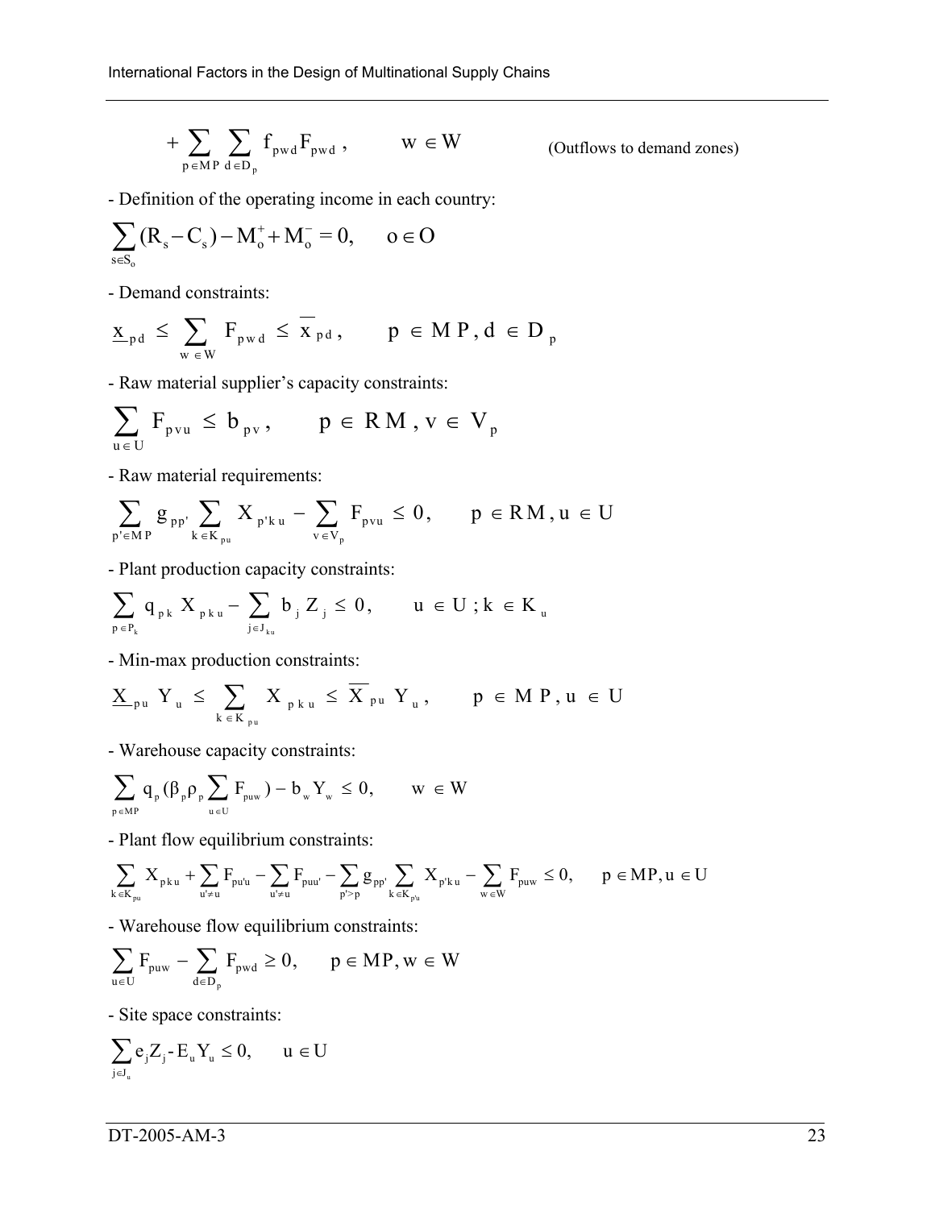$$+\sum_{p \in MP} \sum_{d \in D_p} f_{pwd} F_{pwd}\,, \qquad w \in W \qquad \text{(Outflows to demand zones)}$$

- Definition of the operating income in each country:

$$\sum_{s \in S_o} (R_s - C_s) - M_o^+ + M_o^- = 0, \qquad o \in O$$

- Demand constraints:

$$\underline{x}_{pd} \leq \sum_{w \in W} F_{pwd} \leq \overline{x}_{pd}\,, \qquad p \in MP, d \in D_p$$

- Raw material supplier's capacity constraints:

$$\sum_{u \in U} F_{pvu} \leq b_{pv}\,, \qquad p \in RM, v \in V_p$$

- Raw material requirements:

$$\sum_{p' \in MP} g_{pp'} \sum_{k \in K_{pu}} X_{p'ku} - \sum_{v \in V_p} F_{pvu} \leq 0, \qquad p \in RM, u \in U$$

- Plant production capacity constraints:

$$\sum_{p \in P_k} q_{pk} X_{pku} - \sum_{j \in J_{ku}} b_j Z_j \leq 0, \qquad u \in U; k \in K_u$$

- Min-max production constraints:

$$\underline{X}_{pu} Y_u \leq \sum_{k \in K_{pu}} X_{pku} \leq \overline{X}_{pu} Y_u\,, \qquad p \in MP, u \in U$$

- Warehouse capacity constraints:

$$\sum_{p \in MP} q_p (\beta_p \rho_p \sum_{u \in U} F_{puw}) - b_w Y_w \leq 0, \qquad w \in W$$

- Plant flow equilibrium constraints:

$$\sum_{k \in K_{pu}} X_{pku} + \sum_{u' \neq u} F_{pu'u} - \sum_{u' \neq u} F_{puu'} - \sum_{p' > p} g_{pp'} \sum_{k \in K_{p'u}} X_{p'ku} - \sum_{w \in W} F_{puw} \leq 0, \qquad p \in MP, u \in U$$

- Warehouse flow equilibrium constraints:

$$\sum_{u \in U} F_{puw} - \sum_{d \in D_p} F_{pwd} \geq 0, \qquad p \in MP, w \in W$$

- Site space constraints:

$$\sum_{j \in J_u} e_j Z_j - E_u Y_u \leq 0, \qquad u \in U$$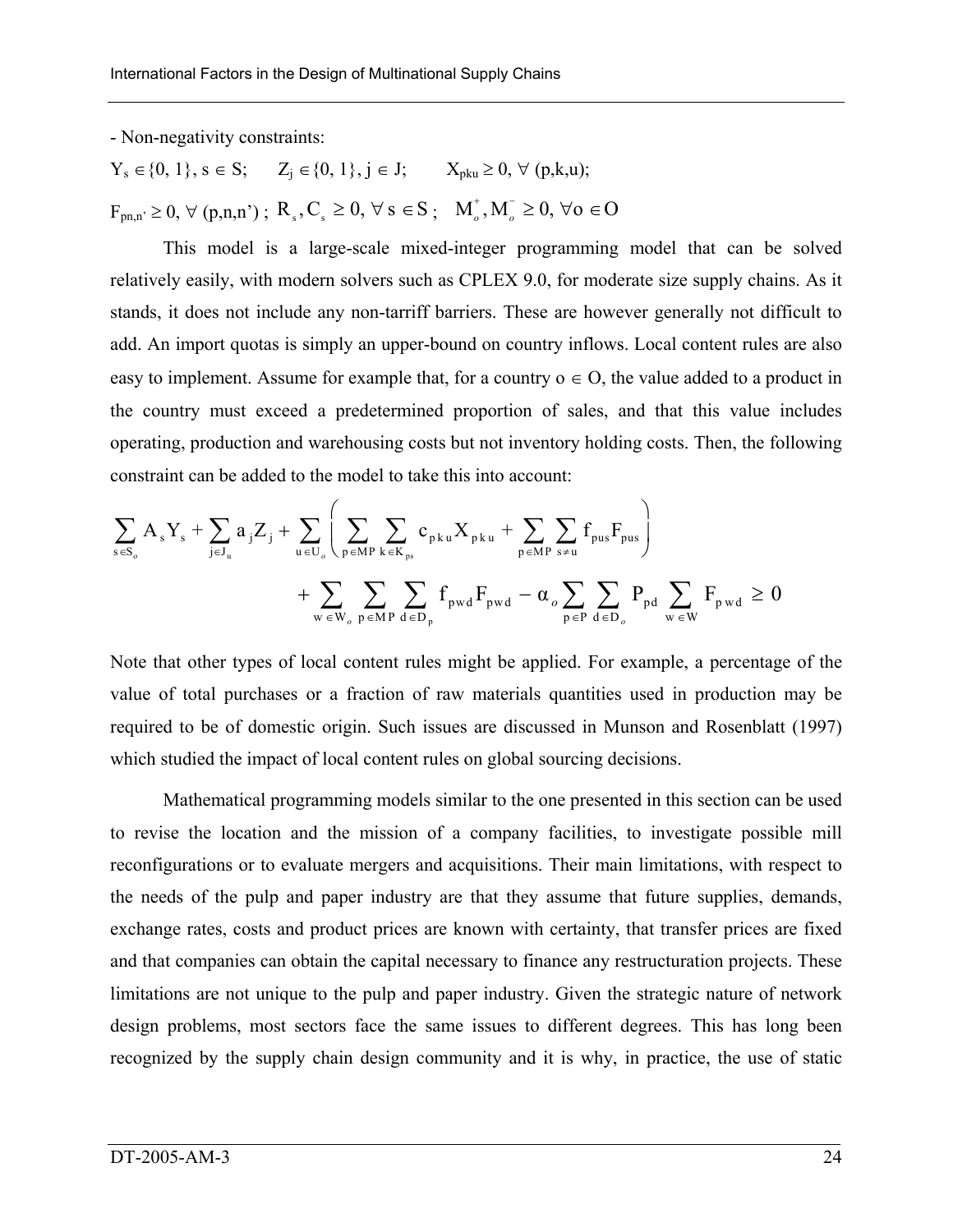- Non-negativity constraints:

$$Y_s \in \{0, 1\},\ s \in S; \quad Z_j \in \{0, 1\},\ j \in J; \quad X_{pku} \geq 0,\ \forall\ (p,k,u);$$

$$F_{pn,n'} \geq 0,\ \forall\ (p,n,n')\ ; \ R_s, C_s \geq 0,\ \forall\ s \in S\ ; \quad M_o^+, M_o^- \geq 0,\ \forall o \in O$$

This model is a large-scale mixed-integer programming model that can be solved relatively easily, with modern solvers such as CPLEX 9.0, for moderate size supply chains. As it stands, it does not include any non-tariff barriers. These are however generally not difficult to add. An import quotas is simply an upper-bound on country inflows. Local content rules are also easy to implement. Assume for example that, for a country $o \in O$, the value added to a product in the country must exceed a predetermined proportion of sales, and that this value includes operating, production and warehousing costs but not inventory holding costs. Then, the following constraint can be added to the model to take this into account:

$$\sum_{s \in S_o} A_s Y_s + \sum_{j \in J_u} a_j Z_j + \sum_{u \in U_o} \left( \sum_{p \in MP} \sum_{k \in K_{ps}} c_{pku} X_{pku} + \sum_{p \in MP} \sum_{s \neq u} f_{pus} F_{pus} \right)$$
$$+ \sum_{w \in W_o} \sum_{p \in MP} \sum_{d \in D_p} f_{pwd} F_{pwd} - \alpha_o \sum_{p \in P} \sum_{d \in D_o} P_{pd} \sum_{w \in W} F_{pwd} \geq 0$$

Note that other types of local content rules might be applied. For example, a percentage of the value of total purchases or a fraction of raw materials quantities used in production may be required to be of domestic origin. Such issues are discussed in Munson and Rosenblatt (1997) which studied the impact of local content rules on global sourcing decisions.

Mathematical programming models similar to the one presented in this section can be used to revise the location and the mission of a company facilities, to investigate possible mill reconfigurations or to evaluate mergers and acquisitions. Their main limitations, with respect to the needs of the pulp and paper industry are that they assume that future supplies, demands, exchange rates, costs and product prices are known with certainty, that transfer prices are fixed and that companies can obtain the capital necessary to finance any restructuration projects. These limitations are not unique to the pulp and paper industry. Given the strategic nature of network design problems, most sectors face the same issues to different degrees. This has long been recognized by the supply chain design community and it is why, in practice, the use of static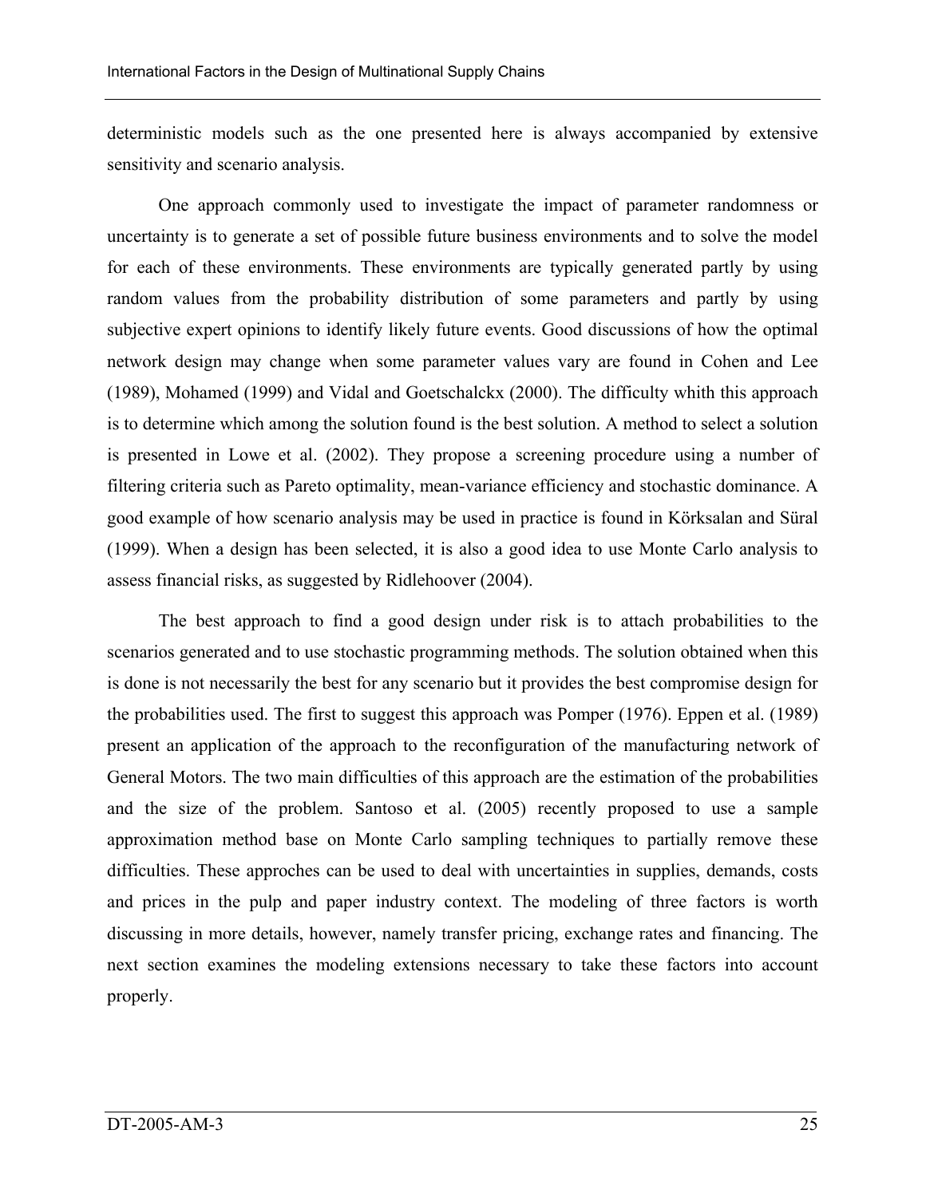deterministic models such as the one presented here is always accompanied by extensive sensitivity and scenario analysis.

One approach commonly used to investigate the impact of parameter randomness or uncertainty is to generate a set of possible future business environments and to solve the model for each of these environments. These environments are typically generated partly by using random values from the probability distribution of some parameters and partly by using subjective expert opinions to identify likely future events. Good discussions of how the optimal network design may change when some parameter values vary are found in Cohen and Lee (1989), Mohamed (1999) and Vidal and Goetschalckx (2000). The difficulty whith this approach is to determine which among the solution found is the best solution. A method to select a solution is presented in Lowe et al. (2002). They propose a screening procedure using a number of filtering criteria such as Pareto optimality, mean-variance efficiency and stochastic dominance. A good example of how scenario analysis may be used in practice is found in Körksalan and Süral (1999). When a design has been selected, it is also a good idea to use Monte Carlo analysis to assess financial risks, as suggested by Ridlehoover (2004).

The best approach to find a good design under risk is to attach probabilities to the scenarios generated and to use stochastic programming methods. The solution obtained when this is done is not necessarily the best for any scenario but it provides the best compromise design for the probabilities used. The first to suggest this approach was Pomper (1976). Eppen et al. (1989) present an application of the approach to the reconfiguration of the manufacturing network of General Motors. The two main difficulties of this approach are the estimation of the probabilities and the size of the problem. Santoso et al. (2005) recently proposed to use a sample approximation method base on Monte Carlo sampling techniques to partially remove these difficulties. These approches can be used to deal with uncertainties in supplies, demands, costs and prices in the pulp and paper industry context. The modeling of three factors is worth discussing in more details, however, namely transfer pricing, exchange rates and financing. The next section examines the modeling extensions necessary to take these factors into account properly.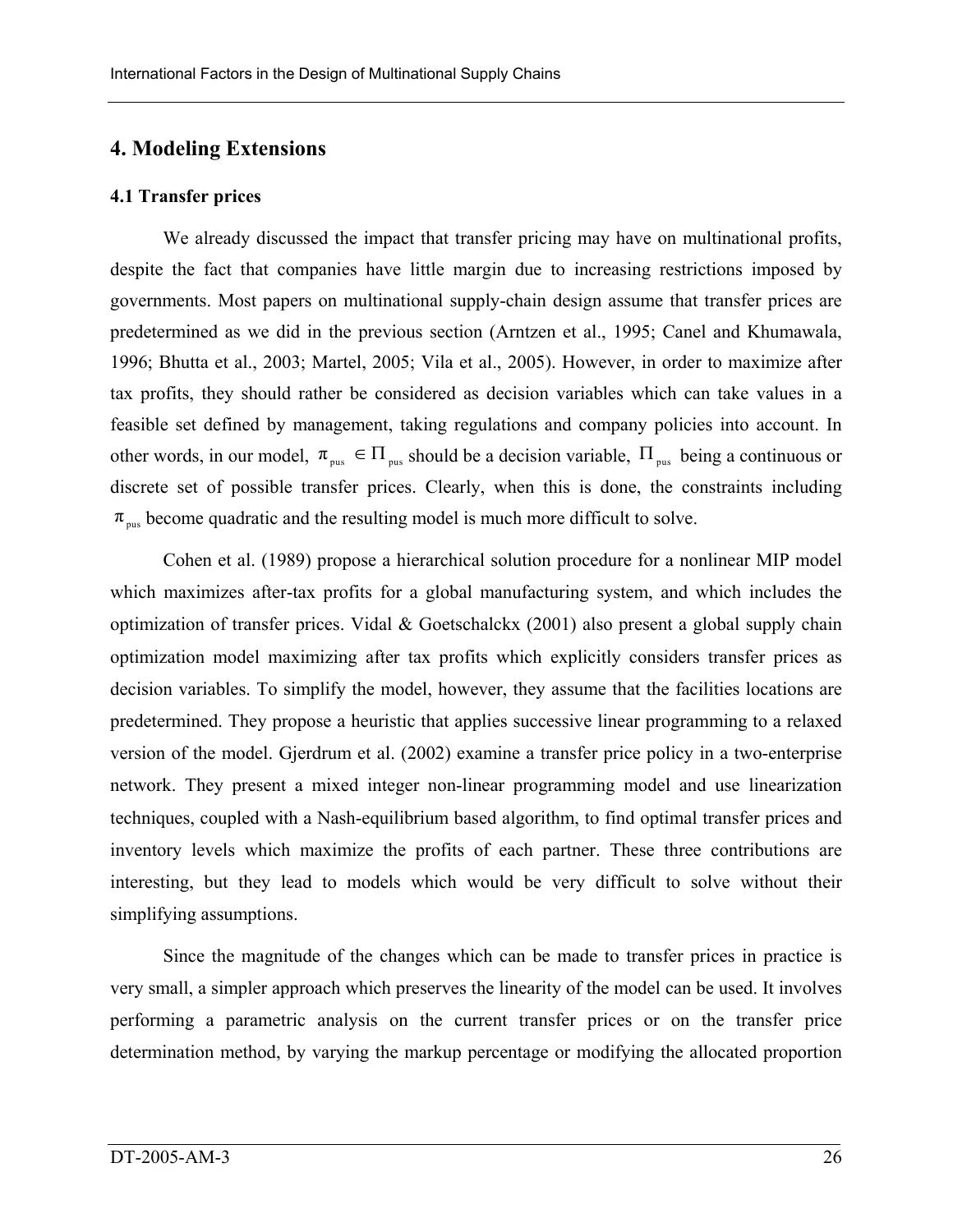## 4. Modeling Extensions

### 4.1 Transfer prices

We already discussed the impact that transfer pricing may have on multinational profits, despite the fact that companies have little margin due to increasing restrictions imposed by governments. Most papers on multinational supply-chain design assume that transfer prices are predetermined as we did in the previous section (Arntzen et al., 1995; Canel and Khumawala, 1996; Bhutta et al., 2003; Martel, 2005; Vila et al., 2005). However, in order to maximize after tax profits, they should rather be considered as decision variables which can take values in a feasible set defined by management, taking regulations and company policies into account. In other words, in our model, $\pi_{pus} \in \Pi_{pus}$ should be a decision variable, $\Pi_{pus}$ being a continuous or discrete set of possible transfer prices. Clearly, when this is done, the constraints including $\pi_{pus}$ become quadratic and the resulting model is much more difficult to solve.

Cohen et al. (1989) propose a hierarchical solution procedure for a nonlinear MIP model which maximizes after-tax profits for a global manufacturing system, and which includes the optimization of transfer prices. Vidal & Goetschalckx (2001) also present a global supply chain optimization model maximizing after tax profits which explicitly considers transfer prices as decision variables. To simplify the model, however, they assume that the facilities locations are predetermined. They propose a heuristic that applies successive linear programming to a relaxed version of the model. Gjerdrum et al. (2002) examine a transfer price policy in a two-enterprise network. They present a mixed integer non-linear programming model and use linearization techniques, coupled with a Nash-equilibrium based algorithm, to find optimal transfer prices and inventory levels which maximize the profits of each partner. These three contributions are interesting, but they lead to models which would be very difficult to solve without their simplifying assumptions.

Since the magnitude of the changes which can be made to transfer prices in practice is very small, a simpler approach which preserves the linearity of the model can be used. It involves performing a parametric analysis on the current transfer prices or on the transfer price determination method, by varying the markup percentage or modifying the allocated proportion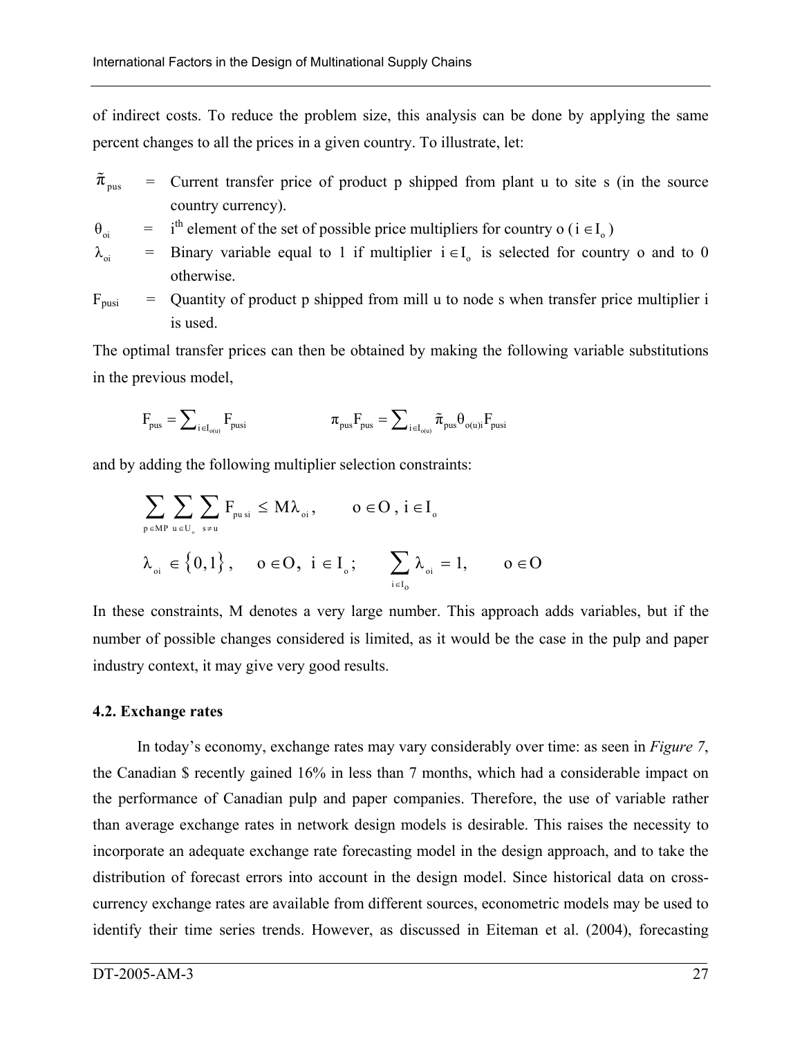of indirect costs. To reduce the problem size, this analysis can be done by applying the same percent changes to all the prices in a given country. To illustrate, let:

$\tilde{\pi}_{pus}$ = Current transfer price of product p shipped from plant u to site s (in the source country currency).

$\theta_{oi}$ = $i^{th}$ element of the set of possible price multipliers for country o ($i \in I_o$)

$\lambda_{oi}$ = Binary variable equal to 1 if multiplier $i \in I_o$ is selected for country o and to 0 otherwise.

$F_{pusi}$ = Quantity of product p shipped from mill u to node s when transfer price multiplier i is used.

The optimal transfer prices can then be obtained by making the following variable substitutions in the previous model,

$$F_{pus} = \sum\nolimits_{i \in I_{o(u)}} F_{pusi} \qquad\qquad \pi_{pus} F_{pus} = \sum\nolimits_{i \in I_{o(u)}} \tilde{\pi}_{pus} \theta_{o(u)i} F_{pusi}$$

and by adding the following multiplier selection constraints:

$$\sum_{p \in MP} \sum_{u \in U_o} \sum_{s \neq u} F_{pusi} \leq M\lambda_{oi}, \qquad o \in O,\ i \in I_o$$

$$\lambda_{oi} \in \{0,1\}, \quad o \in O,\ i \in I_o; \qquad \sum_{i \in I_o} \lambda_{oi} = 1, \qquad o \in O$$

In these constraints, M denotes a very large number. This approach adds variables, but if the number of possible changes considered is limited, as it would be the case in the pulp and paper industry context, it may give very good results.

### 4.2. Exchange rates

In today's economy, exchange rates may vary considerably over time: as seen in *Figure 7*, the Canadian $ recently gained 16% in less than 7 months, which had a considerable impact on the performance of Canadian pulp and paper companies. Therefore, the use of variable rather than average exchange rates in network design models is desirable. This raises the necessity to incorporate an adequate exchange rate forecasting model in the design approach, and to take the distribution of forecast errors into account in the design model. Since historical data on cross-currency exchange rates are available from different sources, econometric models may be used to identify their time series trends. However, as discussed in Eiteman et al. (2004), forecasting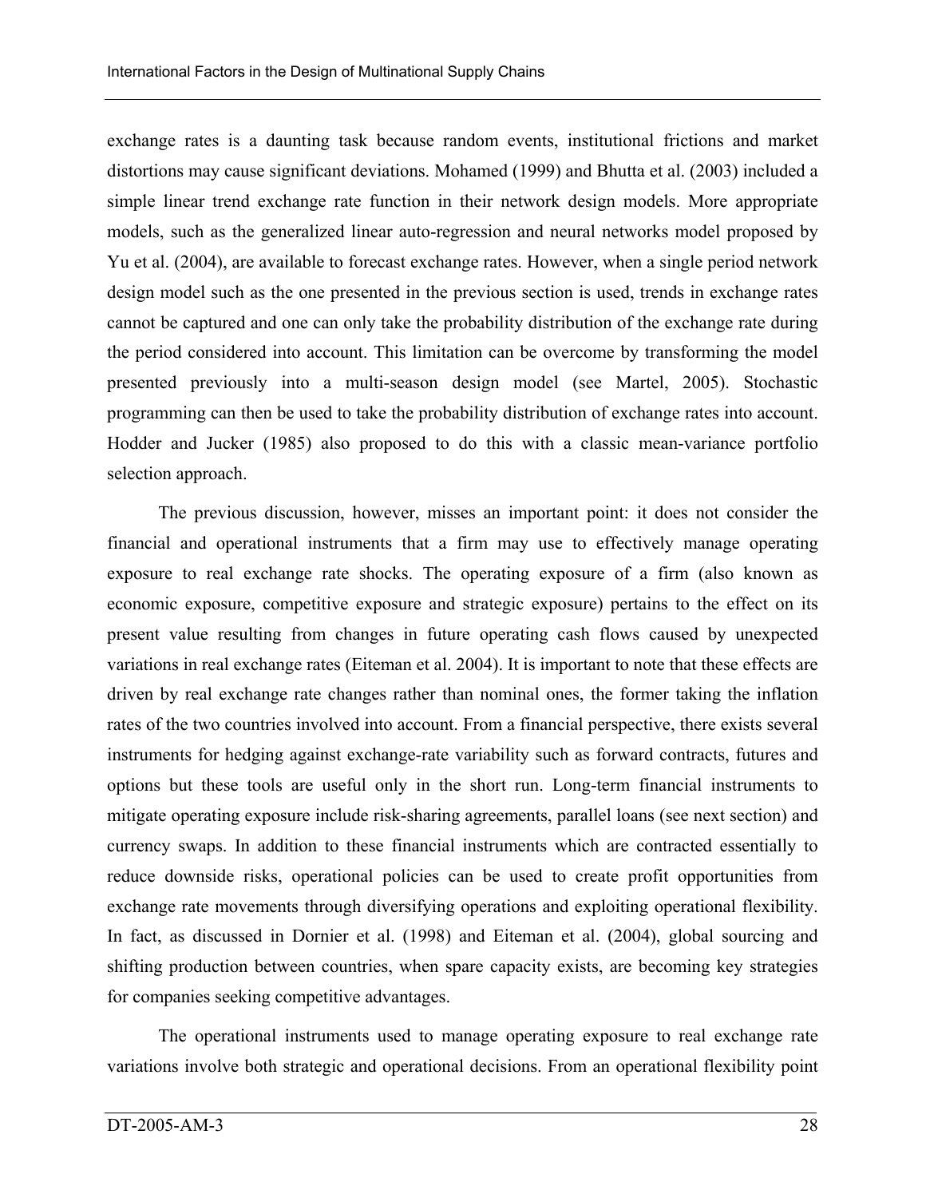exchange rates is a daunting task because random events, institutional frictions and market distortions may cause significant deviations. Mohamed (1999) and Bhutta et al. (2003) included a simple linear trend exchange rate function in their network design models. More appropriate models, such as the generalized linear auto-regression and neural networks model proposed by Yu et al. (2004), are available to forecast exchange rates. However, when a single period network design model such as the one presented in the previous section is used, trends in exchange rates cannot be captured and one can only take the probability distribution of the exchange rate during the period considered into account. This limitation can be overcome by transforming the model presented previously into a multi-season design model (see Martel, 2005). Stochastic programming can then be used to take the probability distribution of exchange rates into account. Hodder and Jucker (1985) also proposed to do this with a classic mean-variance portfolio selection approach.

The previous discussion, however, misses an important point: it does not consider the financial and operational instruments that a firm may use to effectively manage operating exposure to real exchange rate shocks. The operating exposure of a firm (also known as economic exposure, competitive exposure and strategic exposure) pertains to the effect on its present value resulting from changes in future operating cash flows caused by unexpected variations in real exchange rates (Eiteman et al. 2004). It is important to note that these effects are driven by real exchange rate changes rather than nominal ones, the former taking the inflation rates of the two countries involved into account. From a financial perspective, there exists several instruments for hedging against exchange-rate variability such as forward contracts, futures and options but these tools are useful only in the short run. Long-term financial instruments to mitigate operating exposure include risk-sharing agreements, parallel loans (see next section) and currency swaps. In addition to these financial instruments which are contracted essentially to reduce downside risks, operational policies can be used to create profit opportunities from exchange rate movements through diversifying operations and exploiting operational flexibility. In fact, as discussed in Dornier et al. (1998) and Eiteman et al. (2004), global sourcing and shifting production between countries, when spare capacity exists, are becoming key strategies for companies seeking competitive advantages.

The operational instruments used to manage operating exposure to real exchange rate variations involve both strategic and operational decisions. From an operational flexibility point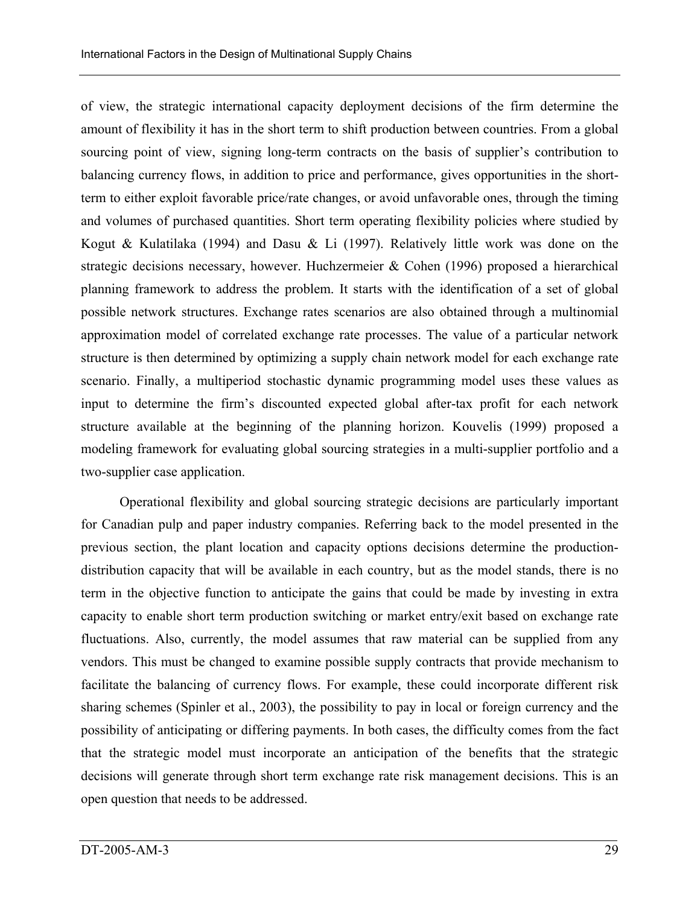of view, the strategic international capacity deployment decisions of the firm determine the amount of flexibility it has in the short term to shift production between countries. From a global sourcing point of view, signing long-term contracts on the basis of supplier's contribution to balancing currency flows, in addition to price and performance, gives opportunities in the short-term to either exploit favorable price/rate changes, or avoid unfavorable ones, through the timing and volumes of purchased quantities. Short term operating flexibility policies where studied by Kogut & Kulatilaka (1994) and Dasu & Li (1997). Relatively little work was done on the strategic decisions necessary, however. Huchzermeier & Cohen (1996) proposed a hierarchical planning framework to address the problem. It starts with the identification of a set of global possible network structures. Exchange rates scenarios are also obtained through a multinomial approximation model of correlated exchange rate processes. The value of a particular network structure is then determined by optimizing a supply chain network model for each exchange rate scenario. Finally, a multiperiod stochastic dynamic programming model uses these values as input to determine the firm's discounted expected global after-tax profit for each network structure available at the beginning of the planning horizon. Kouvelis (1999) proposed a modeling framework for evaluating global sourcing strategies in a multi-supplier portfolio and a two-supplier case application.

Operational flexibility and global sourcing strategic decisions are particularly important for Canadian pulp and paper industry companies. Referring back to the model presented in the previous section, the plant location and capacity options decisions determine the production-distribution capacity that will be available in each country, but as the model stands, there is no term in the objective function to anticipate the gains that could be made by investing in extra capacity to enable short term production switching or market entry/exit based on exchange rate fluctuations. Also, currently, the model assumes that raw material can be supplied from any vendors. This must be changed to examine possible supply contracts that provide mechanism to facilitate the balancing of currency flows. For example, these could incorporate different risk sharing schemes (Spinler et al., 2003), the possibility to pay in local or foreign currency and the possibility of anticipating or differing payments. In both cases, the difficulty comes from the fact that the strategic model must incorporate an anticipation of the benefits that the strategic decisions will generate through short term exchange rate risk management decisions. This is an open question that needs to be addressed.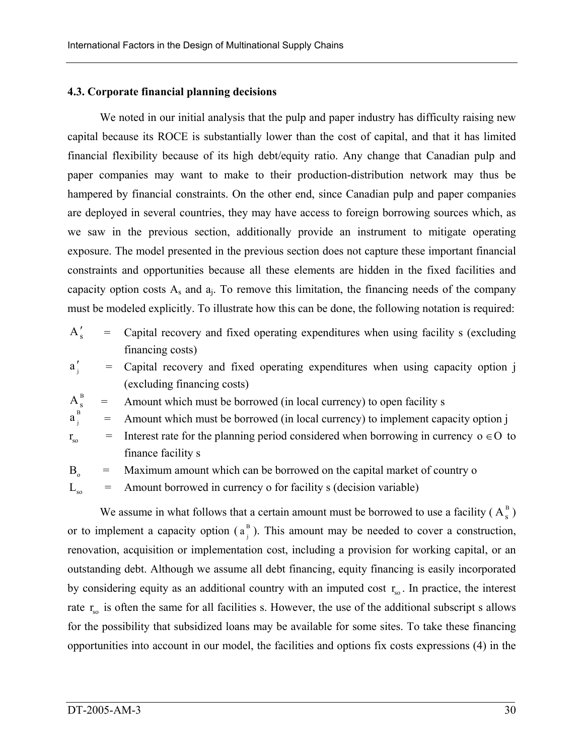### 4.3. Corporate financial planning decisions

We noted in our initial analysis that the pulp and paper industry has difficulty raising new capital because its ROCE is substantially lower than the cost of capital, and that it has limited financial flexibility because of its high debt/equity ratio. Any change that Canadian pulp and paper companies may want to make to their production-distribution network may thus be hampered by financial constraints. On the other end, since Canadian pulp and paper companies are deployed in several countries, they may have access to foreign borrowing sources which, as we saw in the previous section, additionally provide an instrument to mitigate operating exposure. The model presented in the previous section does not capture these important financial constraints and opportunities because all these elements are hidden in the fixed facilities and capacity option costs $A_s$ and $a_j$. To remove this limitation, the financing needs of the company must be modeled explicitly. To illustrate how this can be done, the following notation is required:

- $A'_s$ = Capital recovery and fixed operating expenditures when using facility s (excluding financing costs)
- $a'_j$ = Capital recovery and fixed operating expenditures when using capacity option j (excluding financing costs)
- $A^B_s$ = Amount which must be borrowed (in local currency) to open facility s
- $a^B_j$ = Amount which must be borrowed (in local currency) to implement capacity option j
- $r_{so}$ = Interest rate for the planning period considered when borrowing in currency $o \in O$ to finance facility s
- $B_o$ = Maximum amount which can be borrowed on the capital market of country o
- $L_{so}$ = Amount borrowed in currency o for facility s (decision variable)

We assume in what follows that a certain amount must be borrowed to use a facility ( $A^B_s$ ) or to implement a capacity option ( $a^B_j$ ). This amount may be needed to cover a construction, renovation, acquisition or implementation cost, including a provision for working capital, or an outstanding debt. Although we assume all debt financing, equity financing is easily incorporated by considering equity as an additional country with an imputed cost $r_{so}$. In practice, the interest rate $r_{so}$ is often the same for all facilities s. However, the use of the additional subscript s allows for the possibility that subsidized loans may be available for some sites. To take these financing opportunities into account in our model, the facilities and options fix costs expressions (4) in the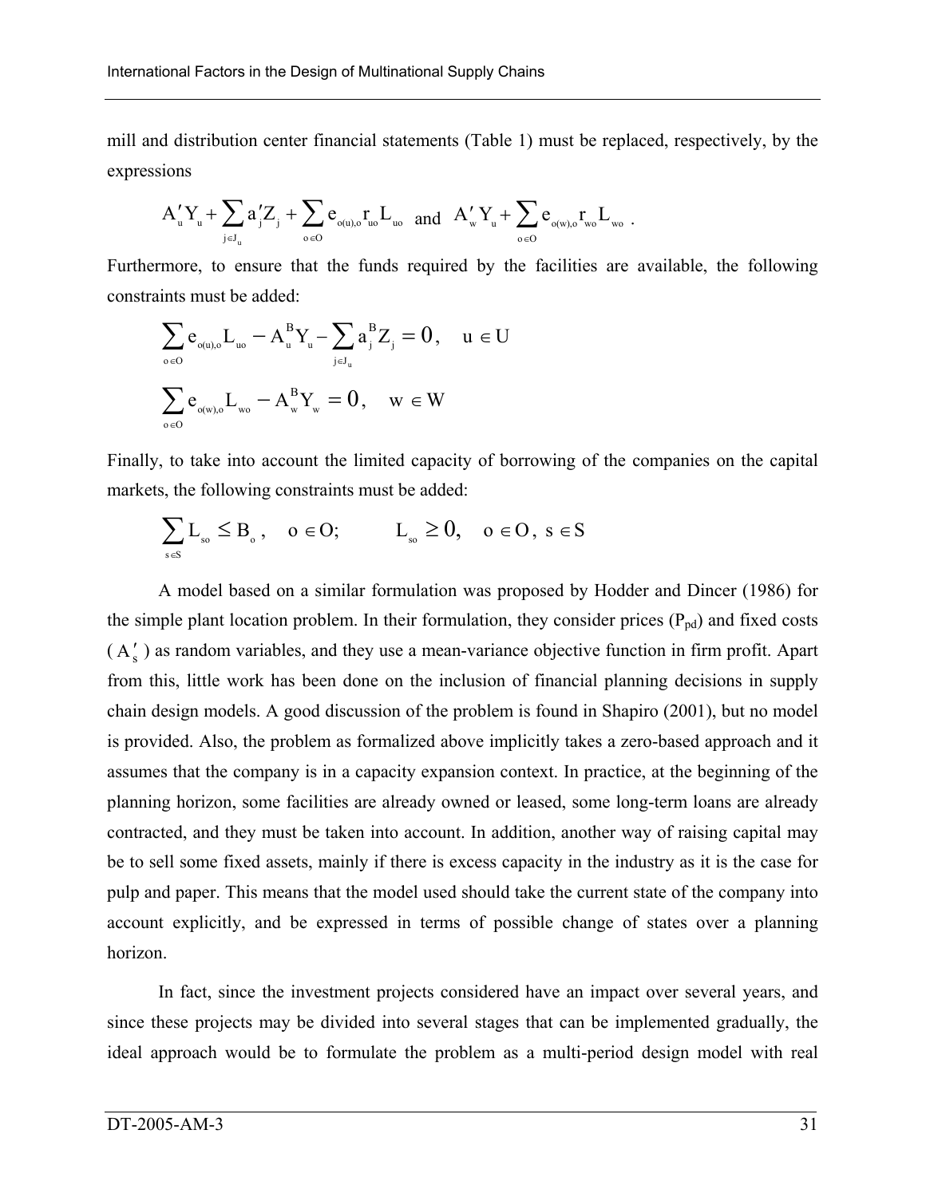mill and distribution center financial statements (Table 1) must be replaced, respectively, by the expressions

$$A'_u Y_u + \sum_{j \in J_u} a'_j Z_j + \sum_{o \in O} e_{o(u),o} r_{uo} L_{uo} \quad \text{and} \quad A'_w Y_u + \sum_{o \in O} e_{o(w),o} r_{wo} L_{wo} \; .$$

Furthermore, to ensure that the funds required by the facilities are available, the following constraints must be added:

$$\sum_{o \in O} e_{o(u),o} L_{uo} - A^B_u Y_u - \sum_{j \in J_u} a^B_j Z_j = 0, \quad u \in U$$

$$\sum_{o \in O} e_{o(w),o} L_{wo} - A^B_w Y_w = 0, \quad w \in W$$

Finally, to take into account the limited capacity of borrowing of the companies on the capital markets, the following constraints must be added:

$$\sum_{s \in S} L_{so} \le B_o, \quad o \in O; \qquad L_{so} \ge 0, \quad o \in O, \; s \in S$$

A model based on a similar formulation was proposed by Hodder and Dincer (1986) for the simple plant location problem. In their formulation, they consider prices ($P_{pd}$) and fixed costs ($A'_s$) as random variables, and they use a mean-variance objective function in firm profit. Apart from this, little work has been done on the inclusion of financial planning decisions in supply chain design models. A good discussion of the problem is found in Shapiro (2001), but no model is provided. Also, the problem as formalized above implicitly takes a zero-based approach and it assumes that the company is in a capacity expansion context. In practice, at the beginning of the planning horizon, some facilities are already owned or leased, some long-term loans are already contracted, and they must be taken into account. In addition, another way of raising capital may be to sell some fixed assets, mainly if there is excess capacity in the industry as it is the case for pulp and paper. This means that the model used should take the current state of the company into account explicitly, and be expressed in terms of possible change of states over a planning horizon.

In fact, since the investment projects considered have an impact over several years, and since these projects may be divided into several stages that can be implemented gradually, the ideal approach would be to formulate the problem as a multi-period design model with real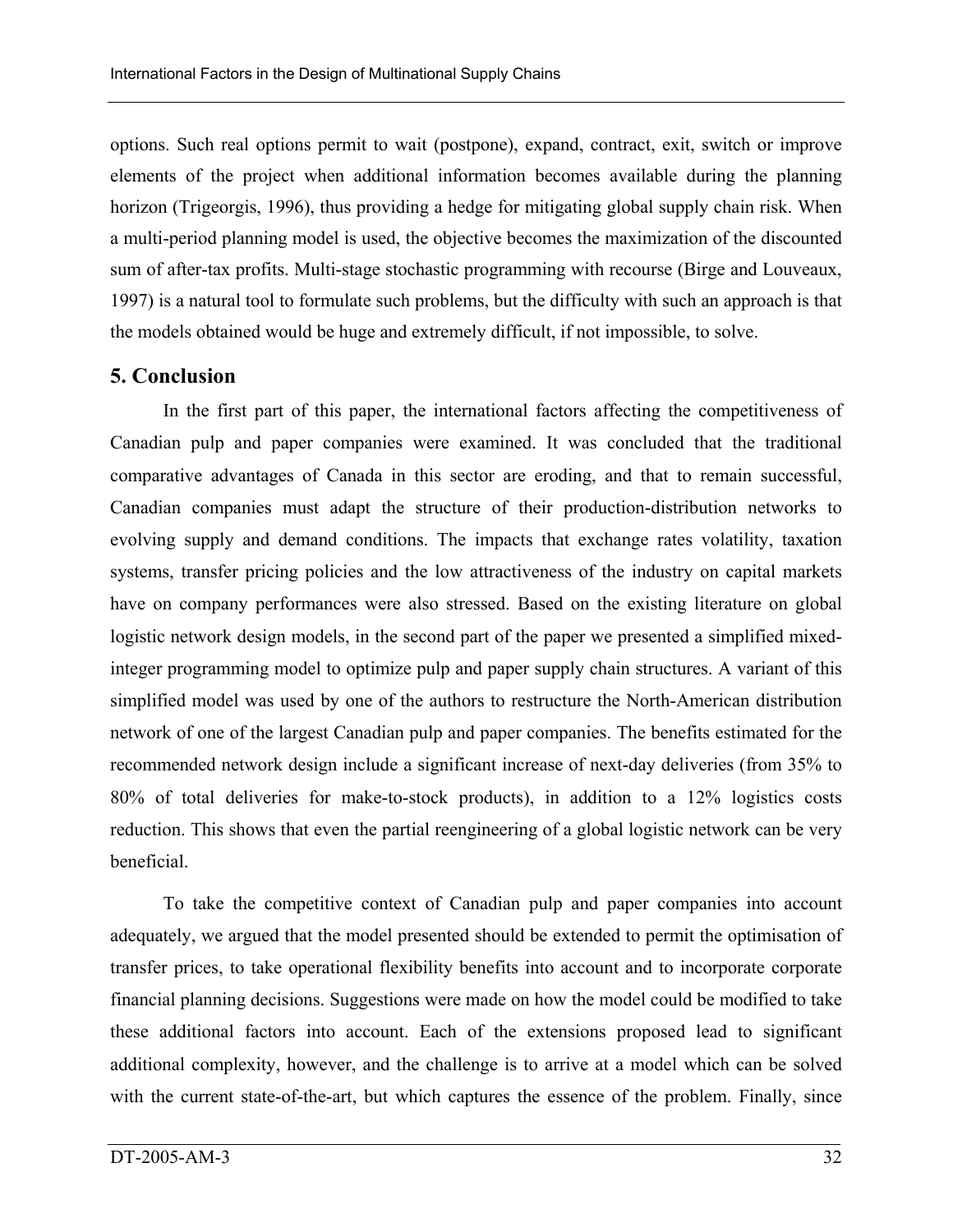options. Such real options permit to wait (postpone), expand, contract, exit, switch or improve elements of the project when additional information becomes available during the planning horizon (Trigeorgis, 1996), thus providing a hedge for mitigating global supply chain risk. When a multi-period planning model is used, the objective becomes the maximization of the discounted sum of after-tax profits. Multi-stage stochastic programming with recourse (Birge and Louveaux, 1997) is a natural tool to formulate such problems, but the difficulty with such an approach is that the models obtained would be huge and extremely difficult, if not impossible, to solve.

## 5. Conclusion

In the first part of this paper, the international factors affecting the competitiveness of Canadian pulp and paper companies were examined. It was concluded that the traditional comparative advantages of Canada in this sector are eroding, and that to remain successful, Canadian companies must adapt the structure of their production-distribution networks to evolving supply and demand conditions. The impacts that exchange rates volatility, taxation systems, transfer pricing policies and the low attractiveness of the industry on capital markets have on company performances were also stressed. Based on the existing literature on global logistic network design models, in the second part of the paper we presented a simplified mixed-integer programming model to optimize pulp and paper supply chain structures. A variant of this simplified model was used by one of the authors to restructure the North-American distribution network of one of the largest Canadian pulp and paper companies. The benefits estimated for the recommended network design include a significant increase of next-day deliveries (from 35% to 80% of total deliveries for make-to-stock products), in addition to a 12% logistics costs reduction. This shows that even the partial reengineering of a global logistic network can be very beneficial.

To take the competitive context of Canadian pulp and paper companies into account adequately, we argued that the model presented should be extended to permit the optimisation of transfer prices, to take operational flexibility benefits into account and to incorporate corporate financial planning decisions. Suggestions were made on how the model could be modified to take these additional factors into account. Each of the extensions proposed lead to significant additional complexity, however, and the challenge is to arrive at a model which can be solved with the current state-of-the-art, but which captures the essence of the problem. Finally, since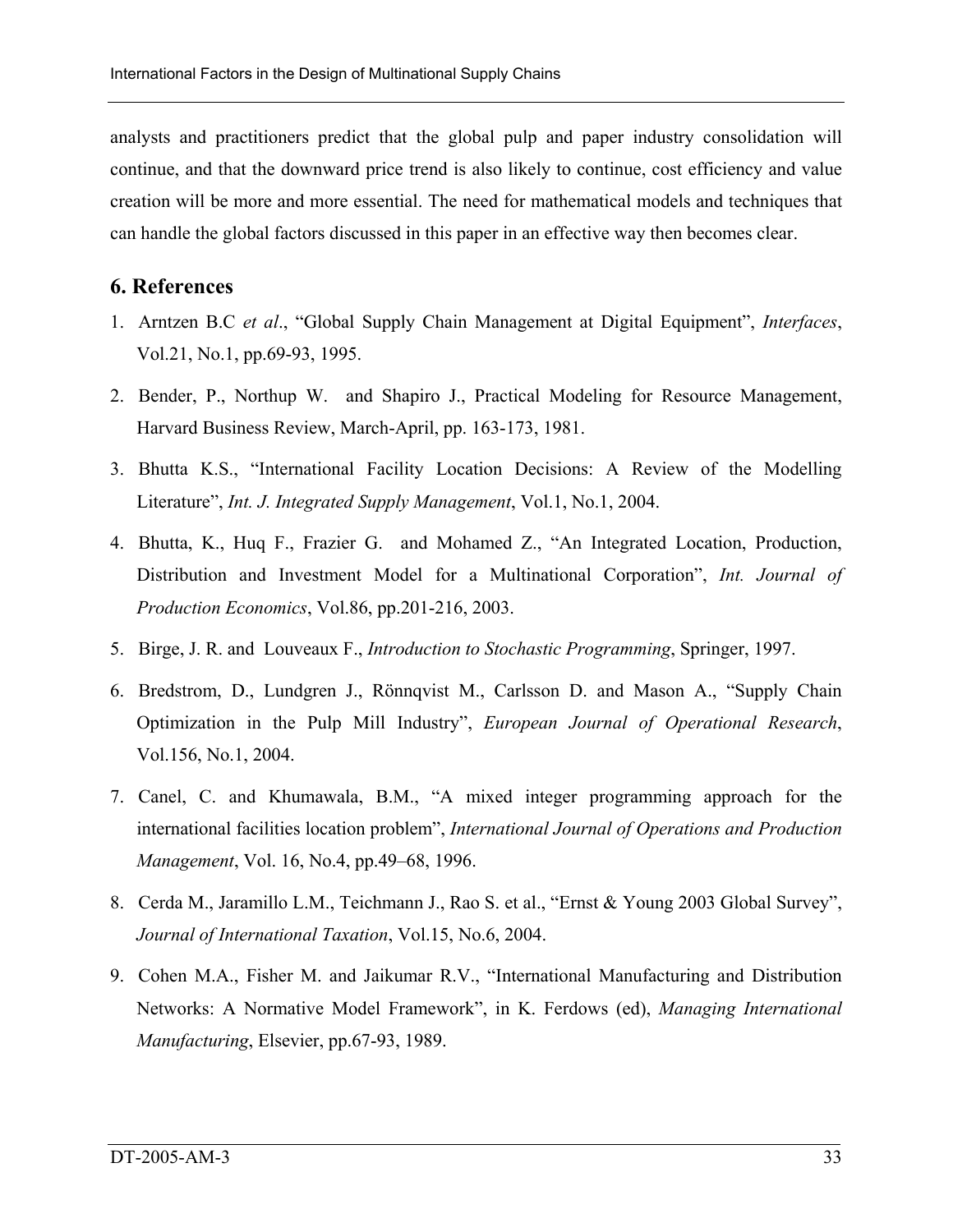analysts and practitioners predict that the global pulp and paper industry consolidation will continue, and that the downward price trend is also likely to continue, cost efficiency and value creation will be more and more essential. The need for mathematical models and techniques that can handle the global factors discussed in this paper in an effective way then becomes clear.

## 6. References

1. Arntzen B.C *et al*., "Global Supply Chain Management at Digital Equipment", *Interfaces*, Vol.21, No.1, pp.69-93, 1995.

2. Bender, P., Northup W. and Shapiro J., Practical Modeling for Resource Management, Harvard Business Review, March-April, pp. 163-173, 1981.

3. Bhutta K.S., "International Facility Location Decisions: A Review of the Modelling Literature", *Int. J. Integrated Supply Management*, Vol.1, No.1, 2004.

4. Bhutta, K., Huq F., Frazier G. and Mohamed Z., "An Integrated Location, Production, Distribution and Investment Model for a Multinational Corporation", *Int. Journal of Production Economics*, Vol.86, pp.201-216, 2003.

5. Birge, J. R. and Louveaux F., *Introduction to Stochastic Programming*, Springer, 1997.

6. Bredstrom, D., Lundgren J., Rönnqvist M., Carlsson D. and Mason A., "Supply Chain Optimization in the Pulp Mill Industry", *European Journal of Operational Research*, Vol.156, No.1, 2004.

7. Canel, C. and Khumawala, B.M., "A mixed integer programming approach for the international facilities location problem", *International Journal of Operations and Production Management*, Vol. 16, No.4, pp.49–68, 1996.

8. Cerda M., Jaramillo L.M., Teichmann J., Rao S. et al., "Ernst & Young 2003 Global Survey", *Journal of International Taxation*, Vol.15, No.6, 2004.

9. Cohen M.A., Fisher M. and Jaikumar R.V., "International Manufacturing and Distribution Networks: A Normative Model Framework", in K. Ferdows (ed), *Managing International Manufacturing*, Elsevier, pp.67-93, 1989.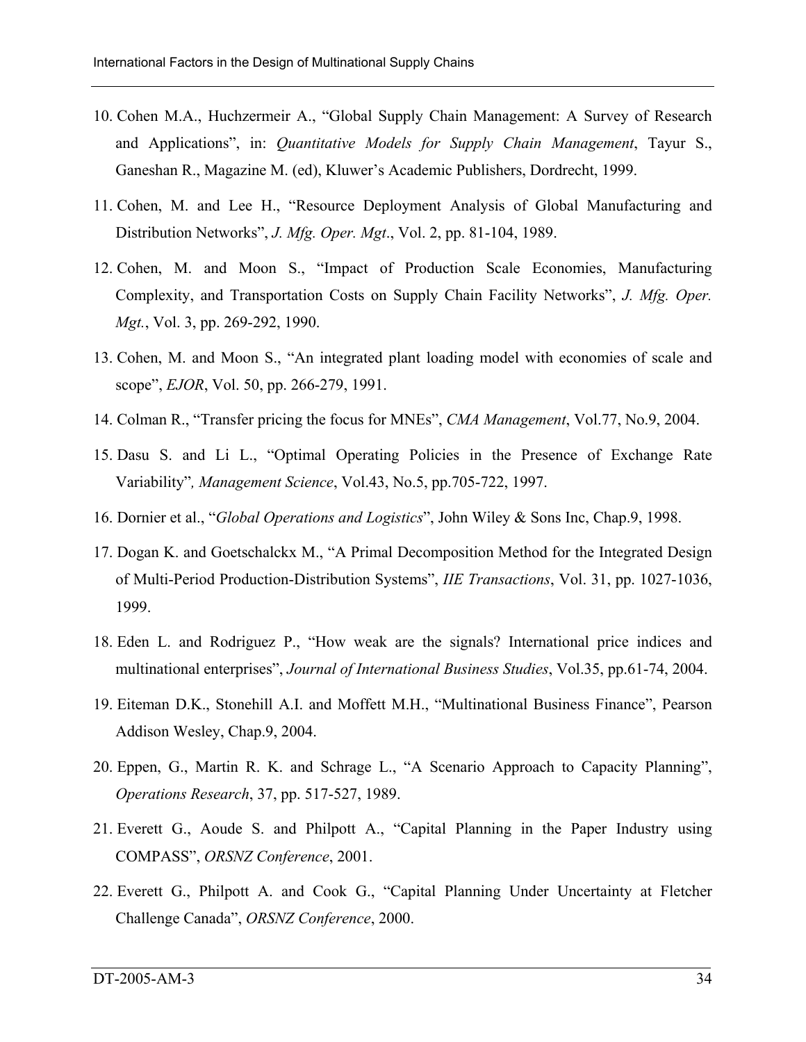10. Cohen M.A., Huchzermeir A., "Global Supply Chain Management: A Survey of Research and Applications", in: *Quantitative Models for Supply Chain Management*, Tayur S., Ganeshan R., Magazine M. (ed), Kluwer's Academic Publishers, Dordrecht, 1999.

11. Cohen, M. and Lee H., "Resource Deployment Analysis of Global Manufacturing and Distribution Networks", *J. Mfg. Oper. Mgt*., Vol. 2, pp. 81-104, 1989.

12. Cohen, M. and Moon S., "Impact of Production Scale Economies, Manufacturing Complexity, and Transportation Costs on Supply Chain Facility Networks", *J. Mfg. Oper. Mgt.*, Vol. 3, pp. 269-292, 1990.

13. Cohen, M. and Moon S., "An integrated plant loading model with economies of scale and scope", *EJOR*, Vol. 50, pp. 266-279, 1991.

14. Colman R., "Transfer pricing the focus for MNEs", *CMA Management*, Vol.77, No.9, 2004.

15. Dasu S. and Li L., "Optimal Operating Policies in the Presence of Exchange Rate Variability"*, Management Science*, Vol.43, No.5, pp.705-722, 1997.

16. Dornier et al., "*Global Operations and Logistics*", John Wiley & Sons Inc, Chap.9, 1998.

17. Dogan K. and Goetschalckx M., "A Primal Decomposition Method for the Integrated Design of Multi-Period Production-Distribution Systems", *IIE Transactions*, Vol. 31, pp. 1027-1036, 1999.

18. Eden L. and Rodriguez P., "How weak are the signals? International price indices and multinational enterprises", *Journal of International Business Studies*, Vol.35, pp.61-74, 2004.

19. Eiteman D.K., Stonehill A.I. and Moffett M.H., "Multinational Business Finance", Pearson Addison Wesley, Chap.9, 2004.

20. Eppen, G., Martin R. K. and Schrage L., "A Scenario Approach to Capacity Planning", *Operations Research*, 37, pp. 517-527, 1989.

21. Everett G., Aoude S. and Philpott A., "Capital Planning in the Paper Industry using COMPASS", *ORSNZ Conference*, 2001.

22. Everett G., Philpott A. and Cook G., "Capital Planning Under Uncertainty at Fletcher Challenge Canada", *ORSNZ Conference*, 2000.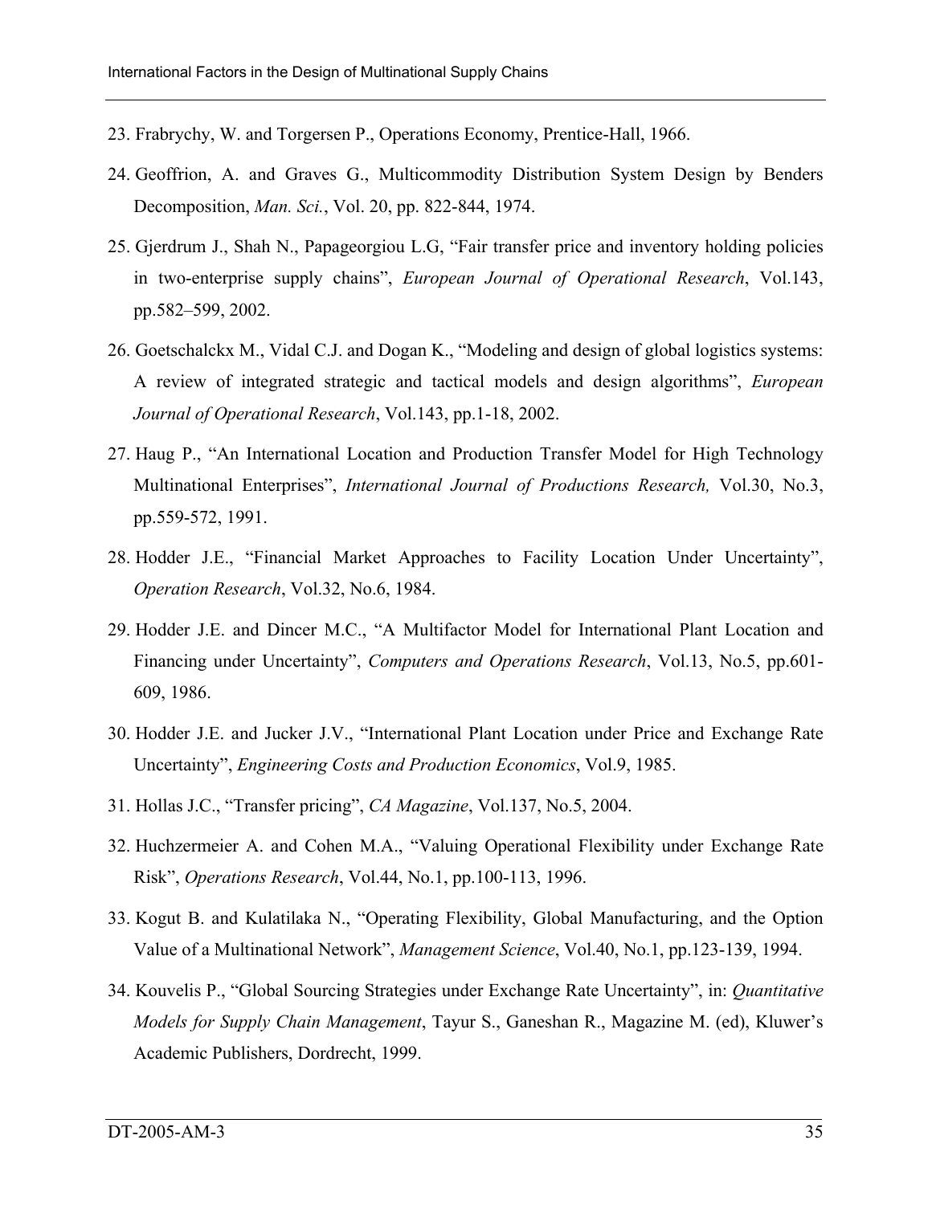23. Frabrychy, W. and Torgersen P., Operations Economy, Prentice-Hall, 1966.

24. Geoffrion, A. and Graves G., Multicommodity Distribution System Design by Benders Decomposition, *Man. Sci.*, Vol. 20, pp. 822-844, 1974.

25. Gjerdrum J., Shah N., Papageorgiou L.G, "Fair transfer price and inventory holding policies in two-enterprise supply chains", *European Journal of Operational Research*, Vol.143, pp.582–599, 2002.

26. Goetschalckx M., Vidal C.J. and Dogan K., "Modeling and design of global logistics systems: A review of integrated strategic and tactical models and design algorithms", *European Journal of Operational Research*, Vol.143, pp.1-18, 2002.

27. Haug P., "An International Location and Production Transfer Model for High Technology Multinational Enterprises", *International Journal of Productions Research,* Vol.30, No.3, pp.559-572, 1991.

28. Hodder J.E., "Financial Market Approaches to Facility Location Under Uncertainty", *Operation Research*, Vol.32, No.6, 1984.

29. Hodder J.E. and Dincer M.C., "A Multifactor Model for International Plant Location and Financing under Uncertainty", *Computers and Operations Research*, Vol.13, No.5, pp.601-609, 1986.

30. Hodder J.E. and Jucker J.V., "International Plant Location under Price and Exchange Rate Uncertainty", *Engineering Costs and Production Economics*, Vol.9, 1985.

31. Hollas J.C., "Transfer pricing", *CA Magazine*, Vol.137, No.5, 2004.

32. Huchzermeier A. and Cohen M.A., "Valuing Operational Flexibility under Exchange Rate Risk", *Operations Research*, Vol.44, No.1, pp.100-113, 1996.

33. Kogut B. and Kulatilaka N., "Operating Flexibility, Global Manufacturing, and the Option Value of a Multinational Network", *Management Science*, Vol.40, No.1, pp.123-139, 1994.

34. Kouvelis P., "Global Sourcing Strategies under Exchange Rate Uncertainty", in: *Quantitative Models for Supply Chain Management*, Tayur S., Ganeshan R., Magazine M. (ed), Kluwer's Academic Publishers, Dordrecht, 1999.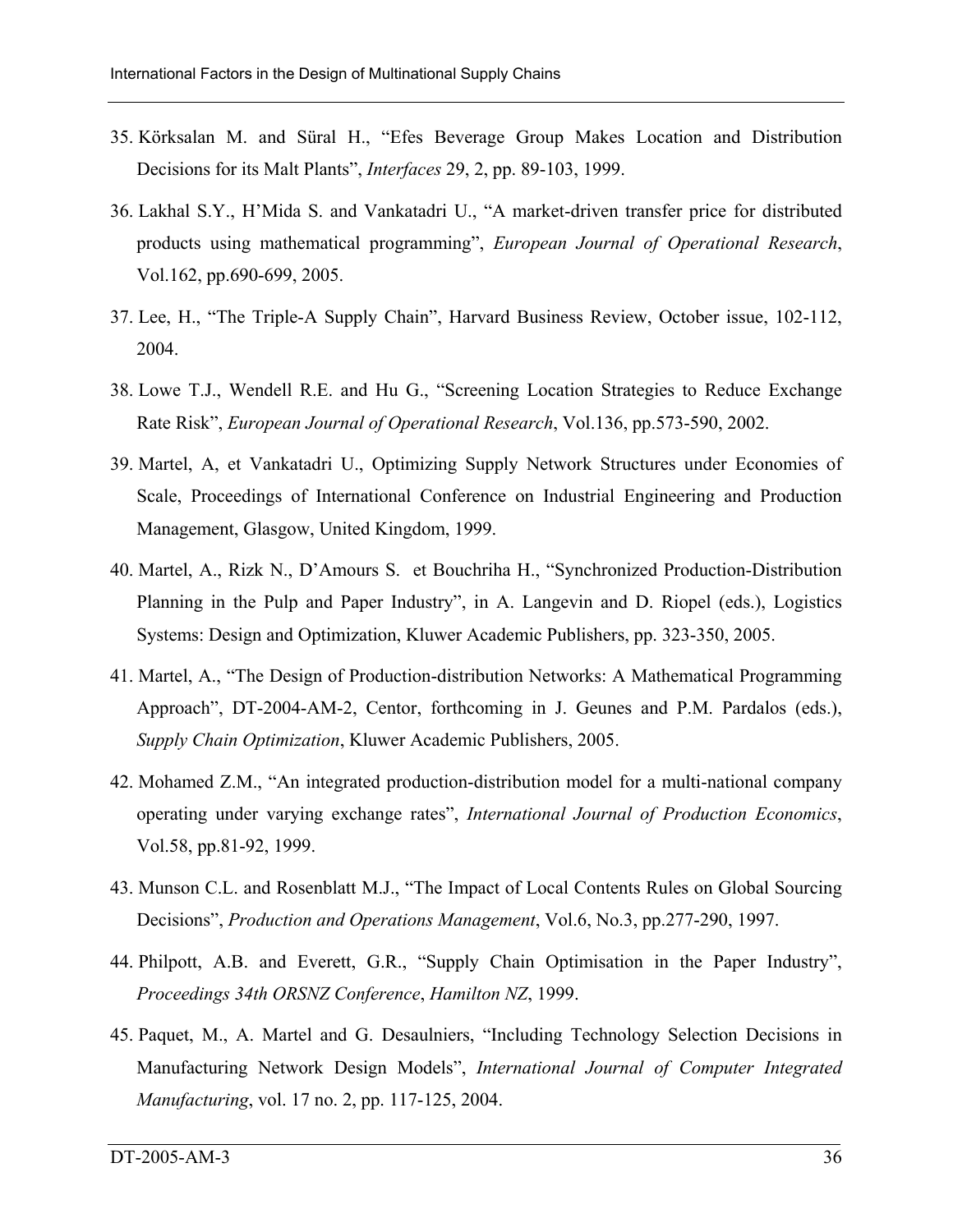35. Körksalan M. and Süral H., "Efes Beverage Group Makes Location and Distribution Decisions for its Malt Plants", *Interfaces* 29, 2, pp. 89-103, 1999.

36. Lakhal S.Y., H'Mida S. and Vankatadri U., "A market-driven transfer price for distributed products using mathematical programming", *European Journal of Operational Research*, Vol.162, pp.690-699, 2005.

37. Lee, H., "The Triple-A Supply Chain", Harvard Business Review, October issue, 102-112, 2004.

38. Lowe T.J., Wendell R.E. and Hu G., "Screening Location Strategies to Reduce Exchange Rate Risk", *European Journal of Operational Research*, Vol.136, pp.573-590, 2002.

39. Martel, A, et Vankatadri U., Optimizing Supply Network Structures under Economies of Scale, Proceedings of International Conference on Industrial Engineering and Production Management, Glasgow, United Kingdom, 1999.

40. Martel, A., Rizk N., D'Amours S. et Bouchriha H., "Synchronized Production-Distribution Planning in the Pulp and Paper Industry", in A. Langevin and D. Riopel (eds.), Logistics Systems: Design and Optimization, Kluwer Academic Publishers, pp. 323-350, 2005.

41. Martel, A., "The Design of Production-distribution Networks: A Mathematical Programming Approach", DT-2004-AM-2, Centor, forthcoming in J. Geunes and P.M. Pardalos (eds.), *Supply Chain Optimization*, Kluwer Academic Publishers, 2005.

42. Mohamed Z.M., "An integrated production-distribution model for a multi-national company operating under varying exchange rates", *International Journal of Production Economics*, Vol.58, pp.81-92, 1999.

43. Munson C.L. and Rosenblatt M.J., "The Impact of Local Contents Rules on Global Sourcing Decisions", *Production and Operations Management*, Vol.6, No.3, pp.277-290, 1997.

44. Philpott, A.B. and Everett, G.R., "Supply Chain Optimisation in the Paper Industry", *Proceedings 34th ORSNZ Conference*, *Hamilton NZ*, 1999.

45. Paquet, M., A. Martel and G. Desaulniers, "Including Technology Selection Decisions in Manufacturing Network Design Models", *International Journal of Computer Integrated Manufacturing*, vol. 17 no. 2, pp. 117-125, 2004.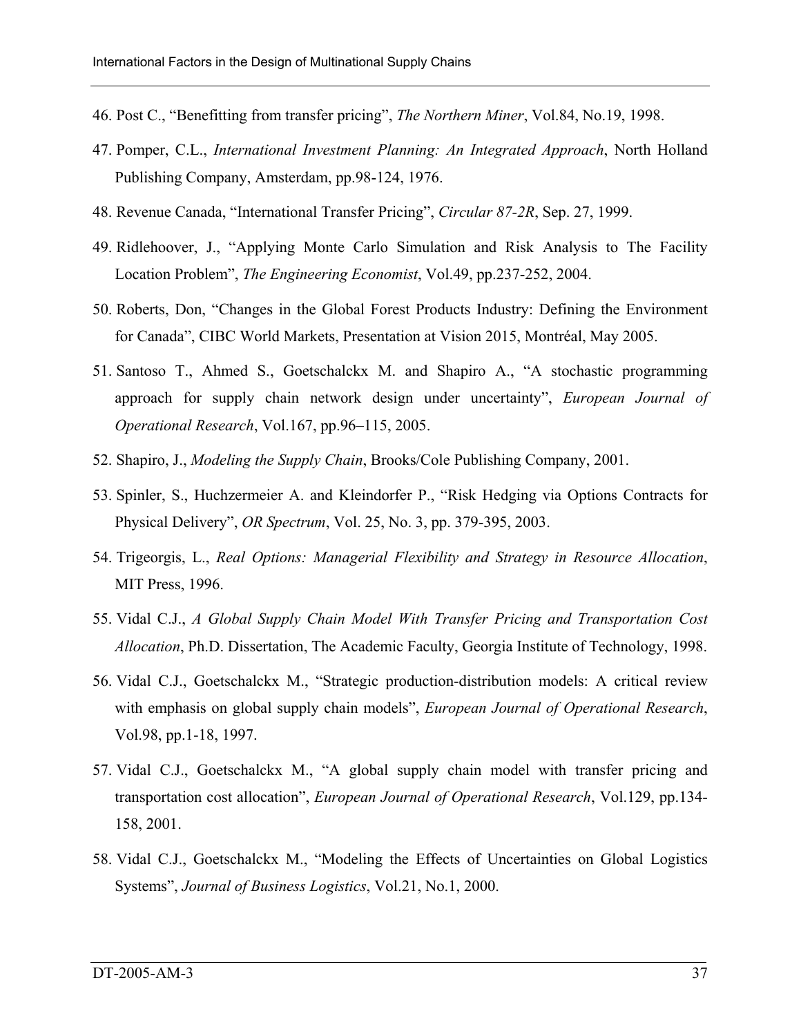46. Post C., "Benefitting from transfer pricing", *The Northern Miner*, Vol.84, No.19, 1998.

47. Pomper, C.L., *International Investment Planning: An Integrated Approach*, North Holland Publishing Company, Amsterdam, pp.98-124, 1976.

48. Revenue Canada, "International Transfer Pricing", *Circular 87-2R*, Sep. 27, 1999.

49. Ridlehoover, J., "Applying Monte Carlo Simulation and Risk Analysis to The Facility Location Problem", *The Engineering Economist*, Vol.49, pp.237-252, 2004.

50. Roberts, Don, "Changes in the Global Forest Products Industry: Defining the Environment for Canada", CIBC World Markets, Presentation at Vision 2015, Montréal, May 2005.

51. Santoso T., Ahmed S., Goetschalckx M. and Shapiro A., "A stochastic programming approach for supply chain network design under uncertainty", *European Journal of Operational Research*, Vol.167, pp.96–115, 2005.

52. Shapiro, J., *Modeling the Supply Chain*, Brooks/Cole Publishing Company, 2001.

53. Spinler, S., Huchzermeier A. and Kleindorfer P., "Risk Hedging via Options Contracts for Physical Delivery", *OR Spectrum*, Vol. 25, No. 3, pp. 379-395, 2003.

54. Trigeorgis, L., *Real Options: Managerial Flexibility and Strategy in Resource Allocation*, MIT Press, 1996.

55. Vidal C.J., *A Global Supply Chain Model With Transfer Pricing and Transportation Cost Allocation*, Ph.D. Dissertation, The Academic Faculty, Georgia Institute of Technology, 1998.

56. Vidal C.J., Goetschalckx M., "Strategic production-distribution models: A critical review with emphasis on global supply chain models", *European Journal of Operational Research*, Vol.98, pp.1-18, 1997.

57. Vidal C.J., Goetschalckx M., "A global supply chain model with transfer pricing and transportation cost allocation", *European Journal of Operational Research*, Vol.129, pp.134-158, 2001.

58. Vidal C.J., Goetschalckx M., "Modeling the Effects of Uncertainties on Global Logistics Systems", *Journal of Business Logistics*, Vol.21, No.1, 2000.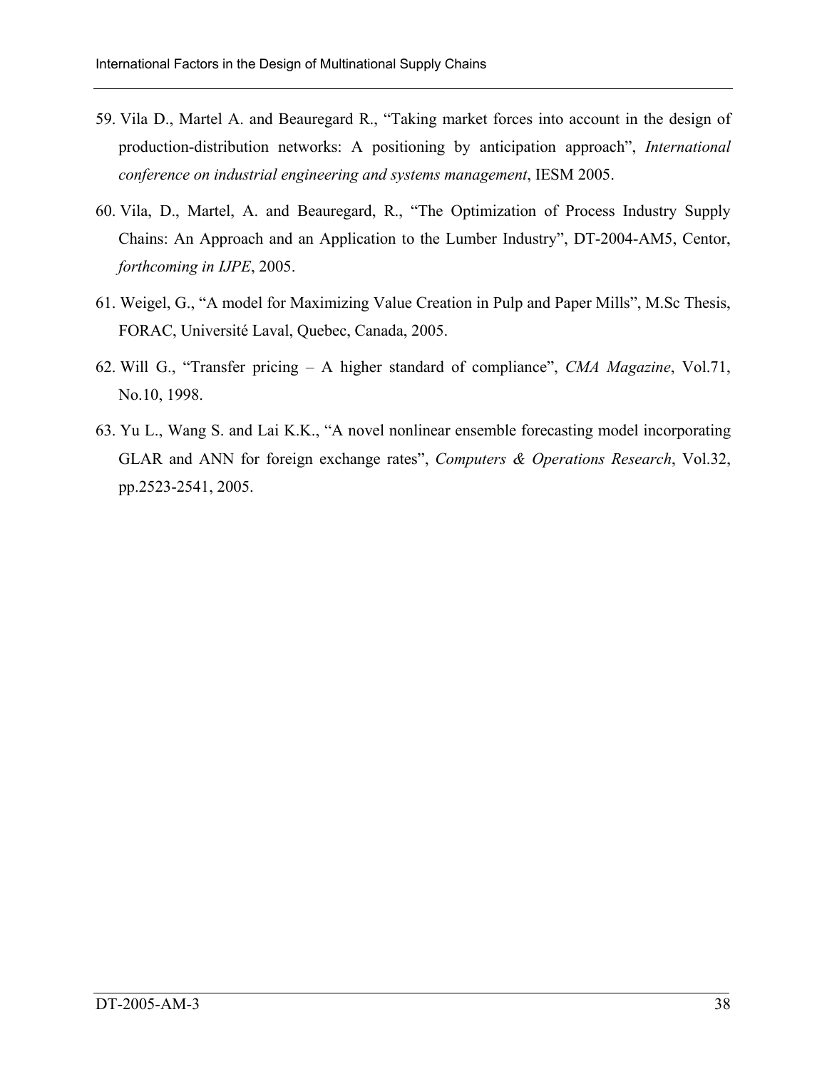59. Vila D., Martel A. and Beauregard R., "Taking market forces into account in the design of production-distribution networks: A positioning by anticipation approach", *International conference on industrial engineering and systems management*, IESM 2005.

60. Vila, D., Martel, A. and Beauregard, R., "The Optimization of Process Industry Supply Chains: An Approach and an Application to the Lumber Industry", DT-2004-AM5, Centor, *forthcoming in IJPE*, 2005.

61. Weigel, G., "A model for Maximizing Value Creation in Pulp and Paper Mills", M.Sc Thesis, FORAC, Université Laval, Quebec, Canada, 2005.

62. Will G., "Transfer pricing – A higher standard of compliance", *CMA Magazine*, Vol.71, No.10, 1998.

63. Yu L., Wang S. and Lai K.K., "A novel nonlinear ensemble forecasting model incorporating GLAR and ANN for foreign exchange rates", *Computers & Operations Research*, Vol.32, pp.2523-2541, 2005.